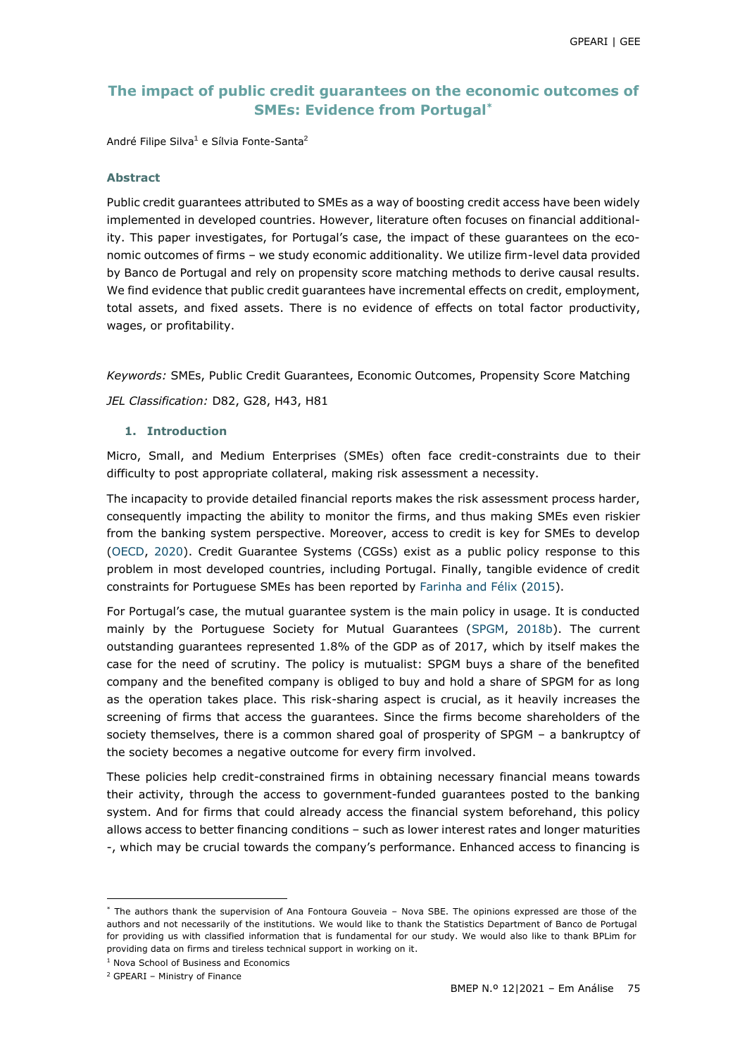# The impact of public credit guarantees on the economic outcomes of SMEs: Evidence from Portugal[*]

André Filipe Silva[1] e Sílvia Fonte-Santa[2]

### Abstract

Public credit guarantees attributed to SMEs as a way of boosting credit access have been widely implemented in developed countries. However, literature often focuses on financial additionality. This paper investigates, for Portugal's case, the impact of these guarantees on the economic outcomes of firms – we study economic additionality. We utilize firm-level data provided by Banco de Portugal and rely on propensity score matching methods to derive causal results. We find evidence that public credit guarantees have incremental effects on credit, employment, total assets, and fixed assets. There is no evidence of effects on total factor productivity, wages, or profitability.

*Keywords:* SMEs, Public Credit Guarantees, Economic Outcomes, Propensity Score Matching

*JEL Classification:* D82, G28, H43, H81

## 1. Introduction

Micro, Small, and Medium Enterprises (SMEs) often face credit-constraints due to their difficulty to post appropriate collateral, making risk assessment a necessity.

The incapacity to provide detailed financial reports makes the risk assessment process harder, consequently impacting the ability to monitor the firms, and thus making SMEs even riskier from the banking system perspective. Moreover, access to credit is key for SMEs to develop (OECD, 2020). Credit Guarantee Systems (CGSs) exist as a public policy response to this problem in most developed countries, including Portugal. Finally, tangible evidence of credit constraints for Portuguese SMEs has been reported by Farinha and Félix (2015).

For Portugal's case, the mutual guarantee system is the main policy in usage. It is conducted mainly by the Portuguese Society for Mutual Guarantees (SPGM, 2018b). The current outstanding guarantees represented 1.8% of the GDP as of 2017, which by itself makes the case for the need of scrutiny. The policy is mutualist: SPGM buys a share of the benefited company and the benefited company is obliged to buy and hold a share of SPGM for as long as the operation takes place. This risk-sharing aspect is crucial, as it heavily increases the screening of firms that access the guarantees. Since the firms become shareholders of the society themselves, there is a common shared goal of prosperity of SPGM – a bankruptcy of the society becomes a negative outcome for every firm involved.

These policies help credit-constrained firms in obtaining necessary financial means towards their activity, through the access to government-funded guarantees posted to the banking system. And for firms that could already access the financial system beforehand, this policy allows access to better financing conditions – such as lower interest rates and longer maturities -, which may be crucial towards the company's performance. Enhanced access to financing is

---

[*] The authors thank the supervision of Ana Fontoura Gouveia – Nova SBE. The opinions expressed are those of the authors and not necessarily of the institutions. We would like to thank the Statistics Department of Banco de Portugal for providing us with classified information that is fundamental for our study. We would also like to thank BPLim for providing data on firms and tireless technical support in working on it.

[1] Nova School of Business and Economics

[2] GPEARI – Ministry of Finance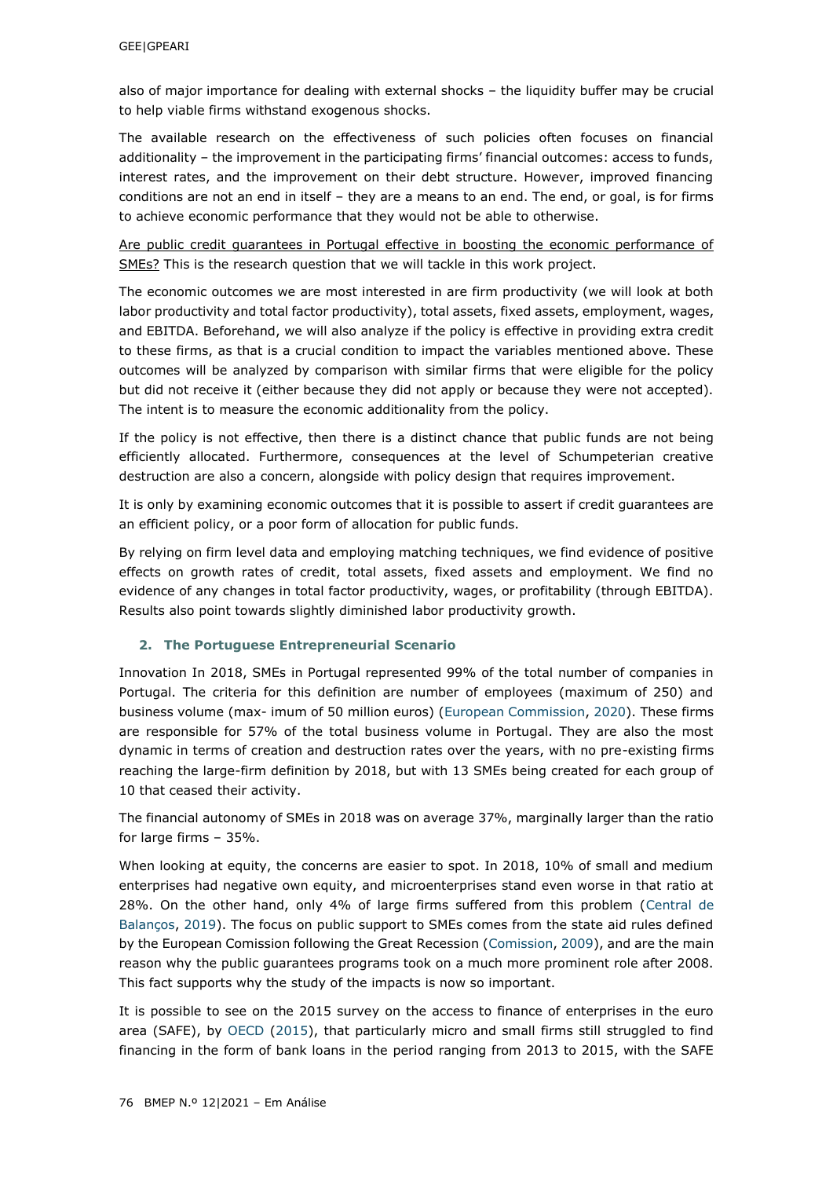also of major importance for dealing with external shocks – the liquidity buffer may be crucial to help viable firms withstand exogenous shocks.

The available research on the effectiveness of such policies often focuses on financial additionality – the improvement in the participating firms' financial outcomes: access to funds, interest rates, and the improvement on their debt structure. However, improved financing conditions are not an end in itself – they are a means to an end. The end, or goal, is for firms to achieve economic performance that they would not be able to otherwise.

Are public credit guarantees in Portugal effective in boosting the economic performance of SMEs? This is the research question that we will tackle in this work project.

The economic outcomes we are most interested in are firm productivity (we will look at both labor productivity and total factor productivity), total assets, fixed assets, employment, wages, and EBITDA. Beforehand, we will also analyze if the policy is effective in providing extra credit to these firms, as that is a crucial condition to impact the variables mentioned above. These outcomes will be analyzed by comparison with similar firms that were eligible for the policy but did not receive it (either because they did not apply or because they were not accepted). The intent is to measure the economic additionality from the policy.

If the policy is not effective, then there is a distinct chance that public funds are not being efficiently allocated. Furthermore, consequences at the level of Schumpeterian creative destruction are also a concern, alongside with policy design that requires improvement.

It is only by examining economic outcomes that it is possible to assert if credit guarantees are an efficient policy, or a poor form of allocation for public funds.

By relying on firm level data and employing matching techniques, we find evidence of positive effects on growth rates of credit, total assets, fixed assets and employment. We find no evidence of any changes in total factor productivity, wages, or profitability (through EBITDA). Results also point towards slightly diminished labor productivity growth.

## 2. The Portuguese Entrepreneurial Scenario

Innovation In 2018, SMEs in Portugal represented 99% of the total number of companies in Portugal. The criteria for this definition are number of employees (maximum of 250) and business volume (max- imum of 50 million euros) (European Commission, 2020). These firms are responsible for 57% of the total business volume in Portugal. They are also the most dynamic in terms of creation and destruction rates over the years, with no pre-existing firms reaching the large-firm definition by 2018, but with 13 SMEs being created for each group of 10 that ceased their activity.

The financial autonomy of SMEs in 2018 was on average 37%, marginally larger than the ratio for large firms – 35%.

When looking at equity, the concerns are easier to spot. In 2018, 10% of small and medium enterprises had negative own equity, and microenterprises stand even worse in that ratio at 28%. On the other hand, only 4% of large firms suffered from this problem (Central de Balanços, 2019). The focus on public support to SMEs comes from the state aid rules defined by the European Comission following the Great Recession (Comission, 2009), and are the main reason why the public guarantees programs took on a much more prominent role after 2008. This fact supports why the study of the impacts is now so important.

It is possible to see on the 2015 survey on the access to finance of enterprises in the euro area (SAFE), by OECD (2015), that particularly micro and small firms still struggled to find financing in the form of bank loans in the period ranging from 2013 to 2015, with the SAFE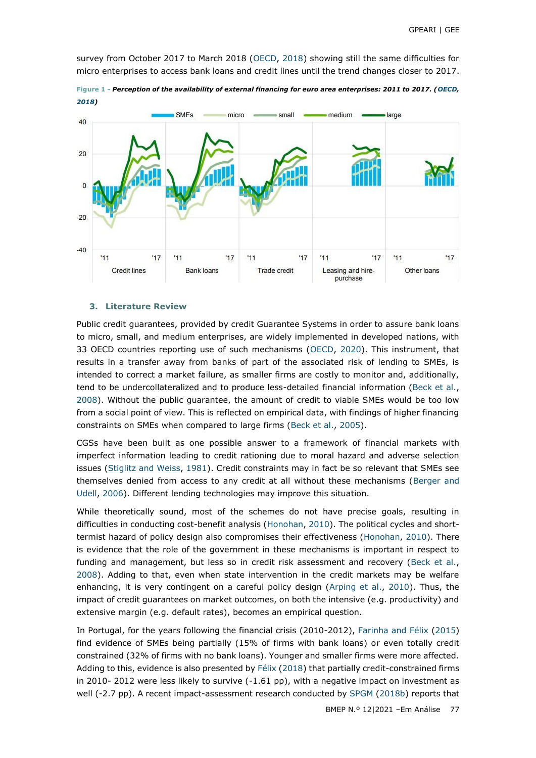survey from October 2017 to March 2018 (OECD, 2018) showing still the same difficulties for micro enterprises to access bank loans and credit lines until the trend changes closer to 2017.

**Figure 1 - *Perception of the availability of external financing for euro area enterprises: 2011 to 2017. (OECD, 2018)***

### 3. Literature Review

Public credit guarantees, provided by credit Guarantee Systems in order to assure bank loans to micro, small, and medium enterprises, are widely implemented in developed nations, with 33 OECD countries reporting use of such mechanisms (OECD, 2020). This instrument, that results in a transfer away from banks of part of the associated risk of lending to SMEs, is intended to correct a market failure, as smaller firms are costly to monitor and, additionally, tend to be undercollateralized and to produce less-detailed financial information (Beck et al., 2008). Without the public guarantee, the amount of credit to viable SMEs would be too low from a social point of view. This is reflected on empirical data, with findings of higher financing constraints on SMEs when compared to large firms (Beck et al., 2005).

CGSs have been built as one possible answer to a framework of financial markets with imperfect information leading to credit rationing due to moral hazard and adverse selection issues (Stiglitz and Weiss, 1981). Credit constraints may in fact be so relevant that SMEs see themselves denied from access to any credit at all without these mechanisms (Berger and Udell, 2006). Different lending technologies may improve this situation.

While theoretically sound, most of the schemes do not have precise goals, resulting in difficulties in conducting cost-benefit analysis (Honohan, 2010). The political cycles and short-termist hazard of policy design also compromises their effectiveness (Honohan, 2010). There is evidence that the role of the government in these mechanisms is important in respect to funding and management, but less so in credit risk assessment and recovery (Beck et al., 2008). Adding to that, even when state intervention in the credit markets may be welfare enhancing, it is very contingent on a careful policy design (Arping et al., 2010). Thus, the impact of credit guarantees on market outcomes, on both the intensive (e.g. productivity) and extensive margin (e.g. default rates), becomes an empirical question.

In Portugal, for the years following the financial crisis (2010-2012), Farinha and Félix (2015) find evidence of SMEs being partially (15% of firms with bank loans) or even totally credit constrained (32% of firms with no bank loans). Younger and smaller firms were more affected. Adding to this, evidence is also presented by Félix (2018) that partially credit-constrained firms in 2010- 2012 were less likely to survive (-1.61 pp), with a negative impact on investment as well (-2.7 pp). A recent impact-assessment research conducted by SPGM (2018b) reports that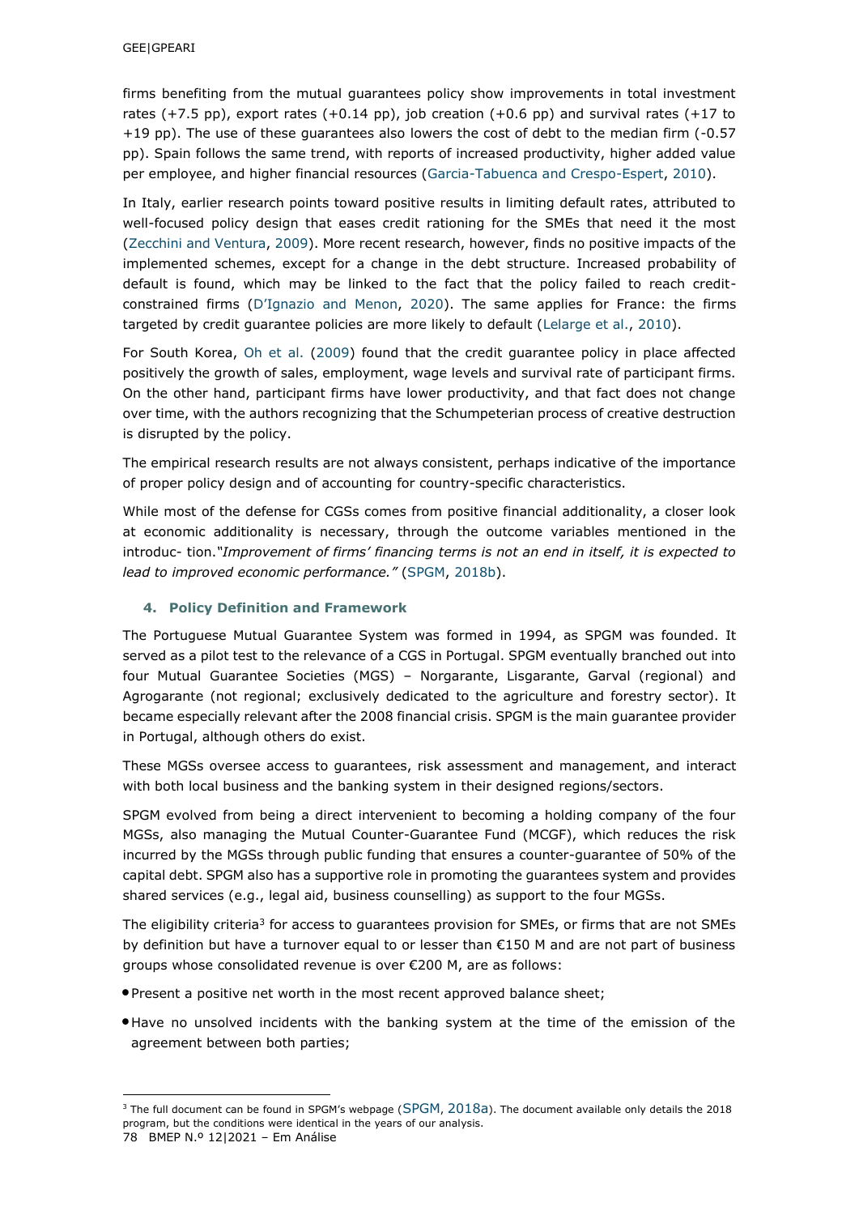firms benefiting from the mutual guarantees policy show improvements in total investment rates (+7.5 pp), export rates (+0.14 pp), job creation (+0.6 pp) and survival rates (+17 to +19 pp). The use of these guarantees also lowers the cost of debt to the median firm (-0.57 pp). Spain follows the same trend, with reports of increased productivity, higher added value per employee, and higher financial resources (Garcia-Tabuenca and Crespo-Espert, 2010).

In Italy, earlier research points toward positive results in limiting default rates, attributed to well-focused policy design that eases credit rationing for the SMEs that need it the most (Zecchini and Ventura, 2009). More recent research, however, finds no positive impacts of the implemented schemes, except for a change in the debt structure. Increased probability of default is found, which may be linked to the fact that the policy failed to reach credit-constrained firms (D'Ignazio and Menon, 2020). The same applies for France: the firms targeted by credit guarantee policies are more likely to default (Lelarge et al., 2010).

For South Korea, Oh et al. (2009) found that the credit guarantee policy in place affected positively the growth of sales, employment, wage levels and survival rate of participant firms. On the other hand, participant firms have lower productivity, and that fact does not change over time, with the authors recognizing that the Schumpeterian process of creative destruction is disrupted by the policy.

The empirical research results are not always consistent, perhaps indicative of the importance of proper policy design and of accounting for country-specific characteristics.

While most of the defense for CGSs comes from positive financial additionality, a closer look at economic additionality is necessary, through the outcome variables mentioned in the introduc- tion.*"Improvement of firms' financing terms is not an end in itself, it is expected to lead to improved economic performance."* (SPGM, 2018b).

## 4. Policy Definition and Framework

The Portuguese Mutual Guarantee System was formed in 1994, as SPGM was founded. It served as a pilot test to the relevance of a CGS in Portugal. SPGM eventually branched out into four Mutual Guarantee Societies (MGS) – Norgarante, Lisgarante, Garval (regional) and Agrogarante (not regional; exclusively dedicated to the agriculture and forestry sector). It became especially relevant after the 2008 financial crisis. SPGM is the main guarantee provider in Portugal, although others do exist.

These MGSs oversee access to guarantees, risk assessment and management, and interact with both local business and the banking system in their designed regions/sectors.

SPGM evolved from being a direct intervenient to becoming a holding company of the four MGSs, also managing the Mutual Counter-Guarantee Fund (MCGF), which reduces the risk incurred by the MGSs through public funding that ensures a counter-guarantee of 50% of the capital debt. SPGM also has a supportive role in promoting the guarantees system and provides shared services (e.g., legal aid, business counselling) as support to the four MGSs.

The eligibility criteria[3] for access to guarantees provision for SMEs, or firms that are not SMEs by definition but have a turnover equal to or lesser than €150 M and are not part of business groups whose consolidated revenue is over €200 M, are as follows:

- Present a positive net worth in the most recent approved balance sheet;
- Have no unsolved incidents with the banking system at the time of the emission of the agreement between both parties;

[3] The full document can be found in SPGM's webpage (SPGM, 2018a). The document available only details the 2018 program, but the conditions were identical in the years of our analysis.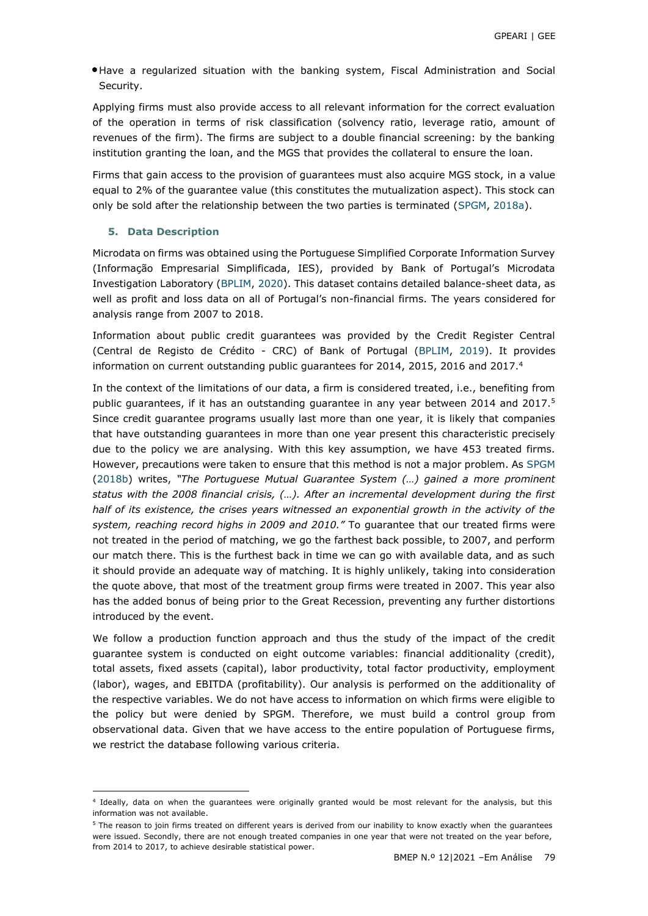- Have a regularized situation with the banking system, Fiscal Administration and Social Security.

Applying firms must also provide access to all relevant information for the correct evaluation of the operation in terms of risk classification (solvency ratio, leverage ratio, amount of revenues of the firm). The firms are subject to a double financial screening: by the banking institution granting the loan, and the MGS that provides the collateral to ensure the loan.

Firms that gain access to the provision of guarantees must also acquire MGS stock, in a value equal to 2% of the guarantee value (this constitutes the mutualization aspect). This stock can only be sold after the relationship between the two parties is terminated (SPGM, 2018a).

## 5. Data Description

Microdata on firms was obtained using the Portuguese Simplified Corporate Information Survey (Informação Empresarial Simplificada, IES), provided by Bank of Portugal's Microdata Investigation Laboratory (BPLIM, 2020). This dataset contains detailed balance-sheet data, as well as profit and loss data on all of Portugal's non-financial firms. The years considered for analysis range from 2007 to 2018.

Information about public credit guarantees was provided by the Credit Register Central (Central de Registo de Crédito - CRC) of Bank of Portugal (BPLIM, 2019). It provides information on current outstanding public guarantees for 2014, 2015, 2016 and 2017.[4]

In the context of the limitations of our data, a firm is considered treated, i.e., benefiting from public guarantees, if it has an outstanding guarantee in any year between 2014 and 2017.[5] Since credit guarantee programs usually last more than one year, it is likely that companies that have outstanding guarantees in more than one year present this characteristic precisely due to the policy we are analysing. With this key assumption, we have 453 treated firms. However, precautions were taken to ensure that this method is not a major problem. As SPGM (2018b) writes, *"The Portuguese Mutual Guarantee System (…) gained a more prominent status with the 2008 financial crisis, (…). After an incremental development during the first half of its existence, the crises years witnessed an exponential growth in the activity of the system, reaching record highs in 2009 and 2010."* To guarantee that our treated firms were not treated in the period of matching, we go the farthest back possible, to 2007, and perform our match there. This is the furthest back in time we can go with available data, and as such it should provide an adequate way of matching. It is highly unlikely, taking into consideration the quote above, that most of the treatment group firms were treated in 2007. This year also has the added bonus of being prior to the Great Recession, preventing any further distortions introduced by the event.

We follow a production function approach and thus the study of the impact of the credit guarantee system is conducted on eight outcome variables: financial additionality (credit), total assets, fixed assets (capital), labor productivity, total factor productivity, employment (labor), wages, and EBITDA (profitability). Our analysis is performed on the additionality of the respective variables. We do not have access to information on which firms were eligible to the policy but were denied by SPGM. Therefore, we must build a control group from observational data. Given that we have access to the entire population of Portuguese firms, we restrict the database following various criteria.

---

[4] Ideally, data on when the guarantees were originally granted would be most relevant for the analysis, but this information was not available.

[5] The reason to join firms treated on different years is derived from our inability to know exactly when the guarantees were issued. Secondly, there are not enough treated companies in one year that were not treated on the year before, from 2014 to 2017, to achieve desirable statistical power.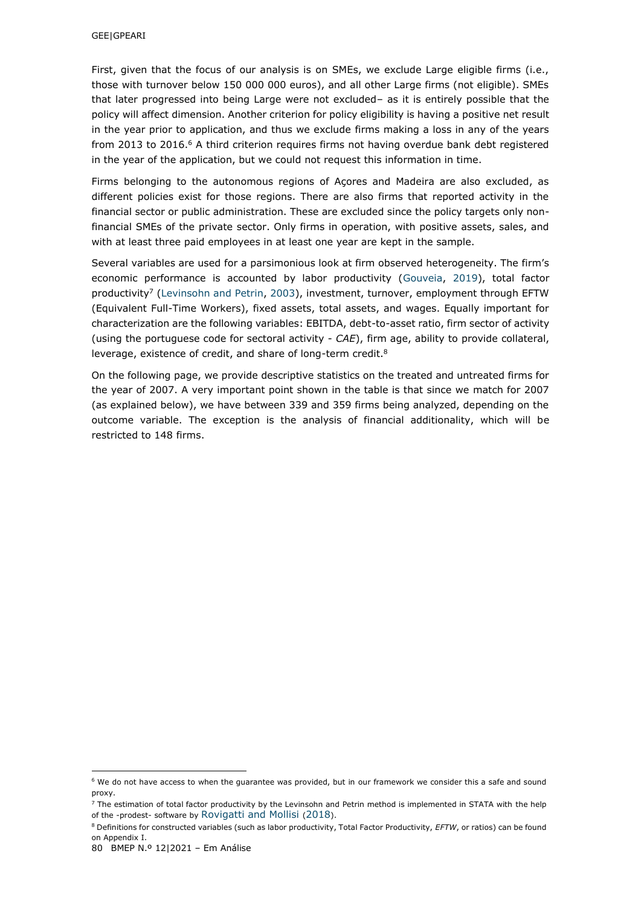First, given that the focus of our analysis is on SMEs, we exclude Large eligible firms (i.e., those with turnover below 150 000 000 euros), and all other Large firms (not eligible). SMEs that later progressed into being Large were not excluded– as it is entirely possible that the policy will affect dimension. Another criterion for policy eligibility is having a positive net result in the year prior to application, and thus we exclude firms making a loss in any of the years from 2013 to 2016.[6] A third criterion requires firms not having overdue bank debt registered in the year of the application, but we could not request this information in time.

Firms belonging to the autonomous regions of Açores and Madeira are also excluded, as different policies exist for those regions. There are also firms that reported activity in the financial sector or public administration. These are excluded since the policy targets only non-financial SMEs of the private sector. Only firms in operation, with positive assets, sales, and with at least three paid employees in at least one year are kept in the sample.

Several variables are used for a parsimonious look at firm observed heterogeneity. The firm's economic performance is accounted by labor productivity (Gouveia, 2019), total factor productivity[7] (Levinsohn and Petrin, 2003), investment, turnover, employment through EFTW (Equivalent Full-Time Workers), fixed assets, total assets, and wages. Equally important for characterization are the following variables: EBITDA, debt-to-asset ratio, firm sector of activity (using the portuguese code for sectoral activity - *CAE*), firm age, ability to provide collateral, leverage, existence of credit, and share of long-term credit.[8]

On the following page, we provide descriptive statistics on the treated and untreated firms for the year of 2007. A very important point shown in the table is that since we match for 2007 (as explained below), we have between 339 and 359 firms being analyzed, depending on the outcome variable. The exception is the analysis of financial additionality, which will be restricted to 148 firms.

---

[6] We do not have access to when the guarantee was provided, but in our framework we consider this a safe and sound proxy.

[7] The estimation of total factor productivity by the Levinsohn and Petrin method is implemented in STATA with the help of the -prodest- software by Rovigatti and Mollisi (2018).

[8] Definitions for constructed variables (such as labor productivity, Total Factor Productivity, *EFTW*, or ratios) can be found on Appendix I.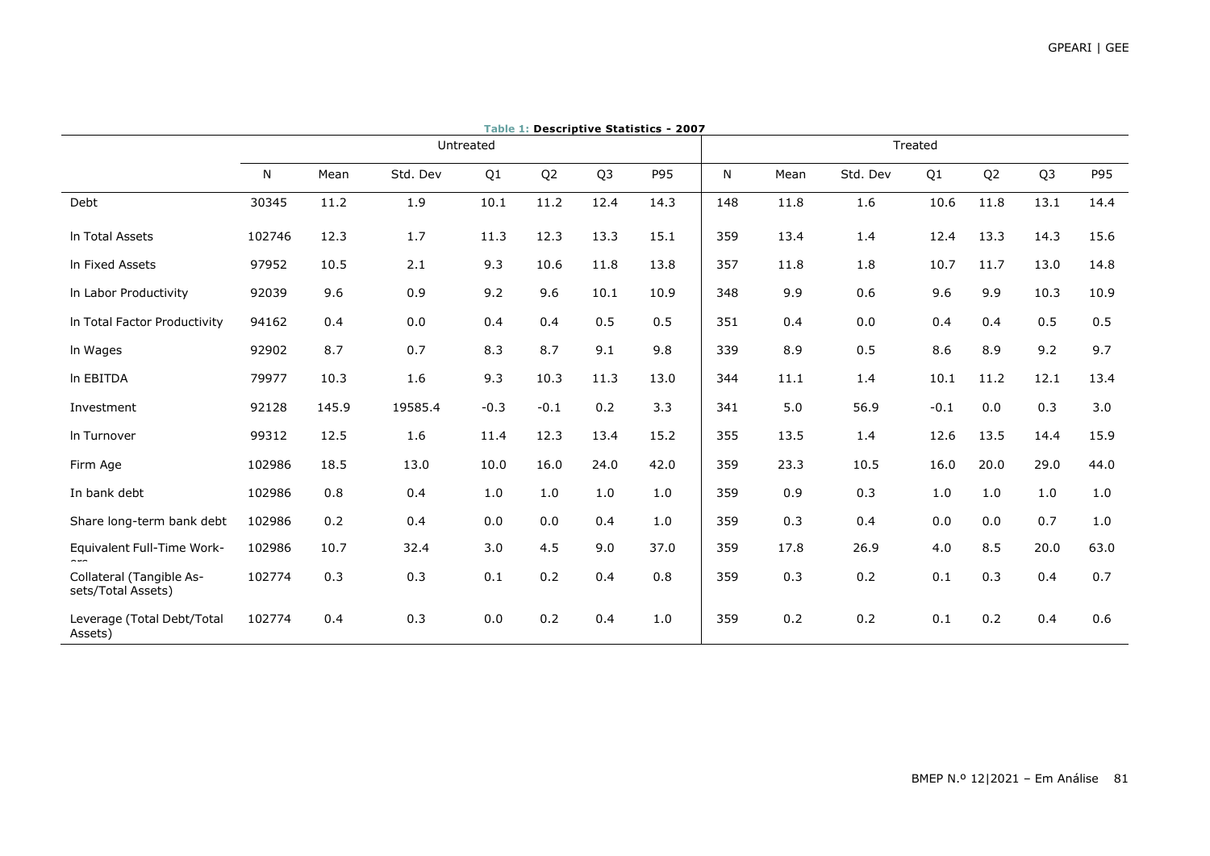**Table 1: Descriptive Statistics - 2007**

| | Untreated | | | | | | | Treated | | | | | | |
|---|---|---|---|---|---|---|---|---|---|---|---|---|---|---|
| | N | Mean | Std. Dev | Q1 | Q2 | Q3 | P95 | N | Mean | Std. Dev | Q1 | Q2 | Q3 | P95 |
| Debt | 30345 | 11.2 | 1.9 | 10.1 | 11.2 | 12.4 | 14.3 | 148 | 11.8 | 1.6 | 10.6 | 11.8 | 13.1 | 14.4 |
| ln Total Assets | 102746 | 12.3 | 1.7 | 11.3 | 12.3 | 13.3 | 15.1 | 359 | 13.4 | 1.4 | 12.4 | 13.3 | 14.3 | 15.6 |
| ln Fixed Assets | 97952 | 10.5 | 2.1 | 9.3 | 10.6 | 11.8 | 13.8 | 357 | 11.8 | 1.8 | 10.7 | 11.7 | 13.0 | 14.8 |
| ln Labor Productivity | 92039 | 9.6 | 0.9 | 9.2 | 9.6 | 10.1 | 10.9 | 348 | 9.9 | 0.6 | 9.6 | 9.9 | 10.3 | 10.9 |
| ln Total Factor Productivity | 94162 | 0.4 | 0.0 | 0.4 | 0.4 | 0.5 | 0.5 | 351 | 0.4 | 0.0 | 0.4 | 0.4 | 0.5 | 0.5 |
| ln Wages | 92902 | 8.7 | 0.7 | 8.3 | 8.7 | 9.1 | 9.8 | 339 | 8.9 | 0.5 | 8.6 | 8.9 | 9.2 | 9.7 |
| ln EBITDA | 79977 | 10.3 | 1.6 | 9.3 | 10.3 | 11.3 | 13.0 | 344 | 11.1 | 1.4 | 10.1 | 11.2 | 12.1 | 13.4 |
| Investment | 92128 | 145.9 | 19585.4 | -0.3 | -0.1 | 0.2 | 3.3 | 341 | 5.0 | 56.9 | -0.1 | 0.0 | 0.3 | 3.0 |
| ln Turnover | 99312 | 12.5 | 1.6 | 11.4 | 12.3 | 13.4 | 15.2 | 355 | 13.5 | 1.4 | 12.6 | 13.5 | 14.4 | 15.9 |
| Firm Age | 102986 | 18.5 | 13.0 | 10.0 | 16.0 | 24.0 | 42.0 | 359 | 23.3 | 10.5 | 16.0 | 20.0 | 29.0 | 44.0 |
| In bank debt | 102986 | 0.8 | 0.4 | 1.0 | 1.0 | 1.0 | 1.0 | 359 | 0.9 | 0.3 | 1.0 | 1.0 | 1.0 | 1.0 |
| Share long-term bank debt | 102986 | 0.2 | 0.4 | 0.0 | 0.0 | 0.4 | 1.0 | 359 | 0.3 | 0.4 | 0.0 | 0.0 | 0.7 | 1.0 |
| Equivalent Full-Time Workers | 102986 | 10.7 | 32.4 | 3.0 | 4.5 | 9.0 | 37.0 | 359 | 17.8 | 26.9 | 4.0 | 8.5 | 20.0 | 63.0 |
| Collateral (Tangible Assets/Total Assets) | 102774 | 0.3 | 0.3 | 0.1 | 0.2 | 0.4 | 0.8 | 359 | 0.3 | 0.2 | 0.1 | 0.3 | 0.4 | 0.7 |
| Leverage (Total Debt/Total Assets) | 102774 | 0.4 | 0.3 | 0.0 | 0.2 | 0.4 | 1.0 | 359 | 0.2 | 0.2 | 0.1 | 0.2 | 0.4 | 0.6 |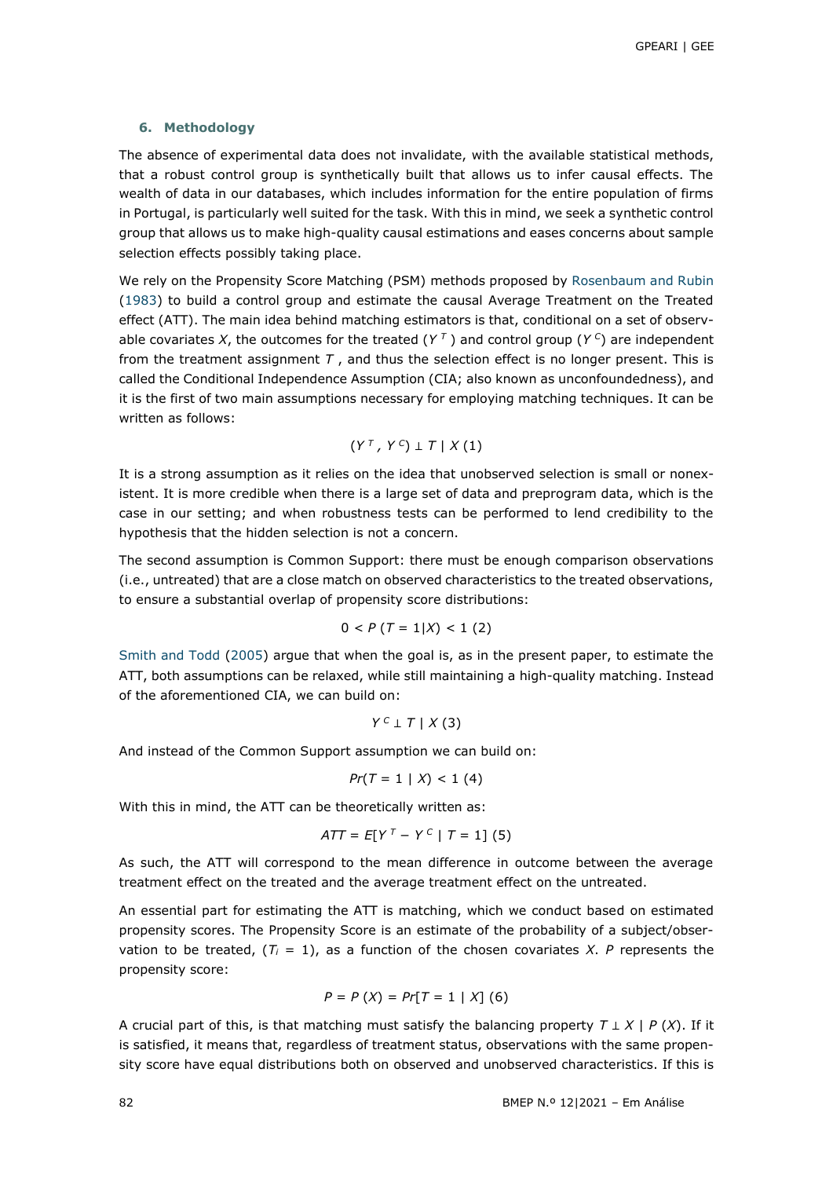## 6. Methodology

The absence of experimental data does not invalidate, with the available statistical methods, that a robust control group is synthetically built that allows us to infer causal effects. The wealth of data in our databases, which includes information for the entire population of firms in Portugal, is particularly well suited for the task. With this in mind, we seek a synthetic control group that allows us to make high-quality causal estimations and eases concerns about sample selection effects possibly taking place.

We rely on the Propensity Score Matching (PSM) methods proposed by Rosenbaum and Rubin (1983) to build a control group and estimate the causal Average Treatment on the Treated effect (ATT). The main idea behind matching estimators is that, conditional on a set of observable covariates $X$, the outcomes for the treated ($Y^T$) and control group ($Y^C$) are independent from the treatment assignment $T$, and thus the selection effect is no longer present. This is called the Conditional Independence Assumption (CIA; also known as unconfoundedness), and it is the first of two main assumptions necessary for employing matching techniques. It can be written as follows:

$$(Y^T, Y^C) \perp T \mid X \quad (1)$$

It is a strong assumption as it relies on the idea that unobserved selection is small or nonexistent. It is more credible when there is a large set of data and preprogram data, which is the case in our setting; and when robustness tests can be performed to lend credibility to the hypothesis that the hidden selection is not a concern.

The second assumption is Common Support: there must be enough comparison observations (i.e., untreated) that are a close match on observed characteristics to the treated observations, to ensure a substantial overlap of propensity score distributions:

$$0 < P(T = 1|X) < 1 \quad (2)$$

Smith and Todd (2005) argue that when the goal is, as in the present paper, to estimate the ATT, both assumptions can be relaxed, while still maintaining a high-quality matching. Instead of the aforementioned CIA, we can build on:

$$Y^C \perp T \mid X \quad (3)$$

And instead of the Common Support assumption we can build on:

$$Pr(T = 1 \mid X) < 1 \quad (4)$$

With this in mind, the ATT can be theoretically written as:

$$ATT = E[Y^T - Y^C \mid T = 1] \quad (5)$$

As such, the ATT will correspond to the mean difference in outcome between the average treatment effect on the treated and the average treatment effect on the untreated.

An essential part for estimating the ATT is matching, which we conduct based on estimated propensity scores. The Propensity Score is an estimate of the probability of a subject/observation to be treated, ($T_i = 1$), as a function of the chosen covariates $X$. $P$ represents the propensity score:

$$P = P(X) = Pr[T = 1 \mid X] \quad (6)$$

A crucial part of this, is that matching must satisfy the balancing property $T \perp X \mid P(X)$. If it is satisfied, it means that, regardless of treatment status, observations with the same propensity score have equal distributions both on observed and unobserved characteristics. If this is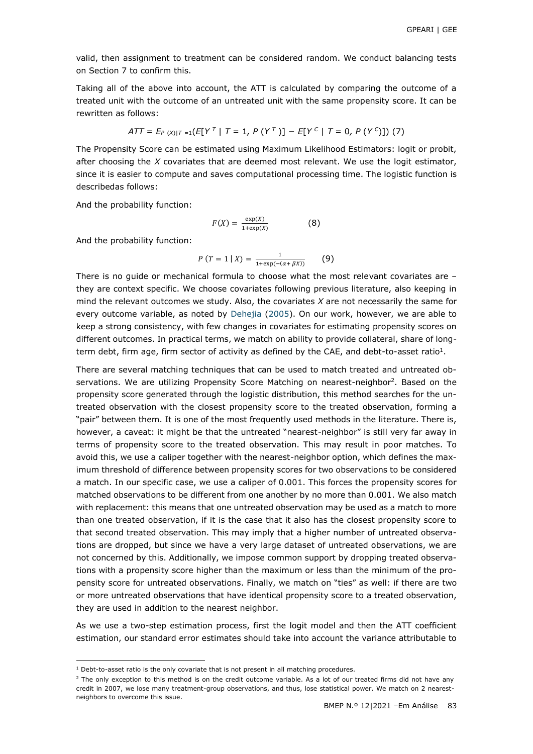valid, then assignment to treatment can be considered random. We conduct balancing tests on Section 7 to confirm this.

Taking all of the above into account, the ATT is calculated by comparing the outcome of a treated unit with the outcome of an untreated unit with the same propensity score. It can be rewritten as follows:

$$ATT = E_{P(X)|T=1}(E[Y^T \mid T = 1, P(Y^T)] - E[Y^C \mid T = 0, P(Y^C)]) \quad (7)$$

The Propensity Score can be estimated using Maximum Likelihood Estimators: logit or probit, after choosing the $X$ covariates that are deemed most relevant. We use the logit estimator, since it is easier to compute and saves computational processing time. The logistic function is describedas follows:

And the probability function:

$$F(X) = \frac{\exp(X)}{1+\exp(X)} \quad (8)$$

And the probability function:

$$P(T = 1 \mid X) = \frac{1}{1+\exp(-(\alpha + \beta X))} \quad (9)$$

There is no guide or mechanical formula to choose what the most relevant covariates are – they are context specific. We choose covariates following previous literature, also keeping in mind the relevant outcomes we study. Also, the covariates $X$ are not necessarily the same for every outcome variable, as noted by Dehejia (2005). On our work, however, we are able to keep a strong consistency, with few changes in covariates for estimating propensity scores on different outcomes. In practical terms, we match on ability to provide collateral, share of long-term debt, firm age, firm sector of activity as defined by the CAE, and debt-to-asset ratio[1].

There are several matching techniques that can be used to match treated and untreated observations. We are utilizing Propensity Score Matching on nearest-neighbor[2]. Based on the propensity score generated through the logistic distribution, this method searches for the untreated observation with the closest propensity score to the treated observation, forming a "pair" between them. It is one of the most frequently used methods in the literature. There is, however, a caveat: it might be that the untreated "nearest-neighbor" is still very far away in terms of propensity score to the treated observation. This may result in poor matches. To avoid this, we use a caliper together with the nearest-neighbor option, which defines the maximum threshold of difference between propensity scores for two observations to be considered a match. In our specific case, we use a caliper of 0.001. This forces the propensity scores for matched observations to be different from one another by no more than 0.001. We also match with replacement: this means that one untreated observation may be used as a match to more than one treated observation, if it is the case that it also has the closest propensity score to that second treated observation. This may imply that a higher number of untreated observations are dropped, but since we have a very large dataset of untreated observations, we are not concerned by this. Additionally, we impose common support by dropping treated observations with a propensity score higher than the maximum or less than the minimum of the propensity score for untreated observations. Finally, we match on "ties" as well: if there are two or more untreated observations that have identical propensity score to a treated observation, they are used in addition to the nearest neighbor.

As we use a two-step estimation process, first the logit model and then the ATT coefficient estimation, our standard error estimates should take into account the variance attributable to

[1] Debt-to-asset ratio is the only covariate that is not present in all matching procedures.

[2] The only exception to this method is on the credit outcome variable. As a lot of our treated firms did not have any credit in 2007, we lose many treatment-group observations, and thus, lose statistical power. We match on 2 nearest-neighbors to overcome this issue.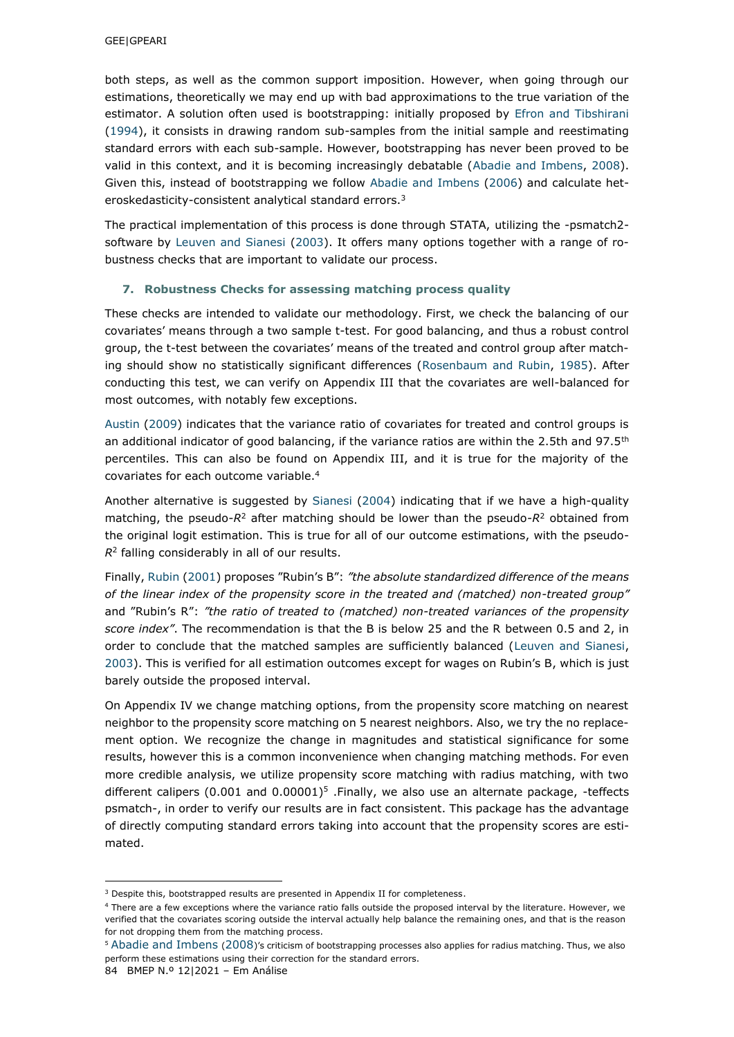both steps, as well as the common support imposition. However, when going through our estimations, theoretically we may end up with bad approximations to the true variation of the estimator. A solution often used is bootstrapping: initially proposed by Efron and Tibshirani (1994), it consists in drawing random sub-samples from the initial sample and reestimating standard errors with each sub-sample. However, bootstrapping has never been proved to be valid in this context, and it is becoming increasingly debatable (Abadie and Imbens, 2008). Given this, instead of bootstrapping we follow Abadie and Imbens (2006) and calculate heteroskedasticity-consistent analytical standard errors.[3]

The practical implementation of this process is done through STATA, utilizing the -psmatch2- software by Leuven and Sianesi (2003). It offers many options together with a range of robustness checks that are important to validate our process.

### 7. Robustness Checks for assessing matching process quality

These checks are intended to validate our methodology. First, we check the balancing of our covariates' means through a two sample t-test. For good balancing, and thus a robust control group, the t-test between the covariates' means of the treated and control group after matching should show no statistically significant differences (Rosenbaum and Rubin, 1985). After conducting this test, we can verify on Appendix III that the covariates are well-balanced for most outcomes, with notably few exceptions.

Austin (2009) indicates that the variance ratio of covariates for treated and control groups is an additional indicator of good balancing, if the variance ratios are within the 2.5th and 97.5th percentiles. This can also be found on Appendix III, and it is true for the majority of the covariates for each outcome variable.[4]

Another alternative is suggested by Sianesi (2004) indicating that if we have a high-quality matching, the pseudo-$R^2$ after matching should be lower than the pseudo-$R^2$ obtained from the original logit estimation. This is true for all of our outcome estimations, with the pseudo-$R^2$ falling considerably in all of our results.

Finally, Rubin (2001) proposes "Rubin's B": *"the absolute standardized difference of the means of the linear index of the propensity score in the treated and (matched) non-treated group"* and "Rubin's R": *"the ratio of treated to (matched) non-treated variances of the propensity score index"*. The recommendation is that the B is below 25 and the R between 0.5 and 2, in order to conclude that the matched samples are sufficiently balanced (Leuven and Sianesi, 2003). This is verified for all estimation outcomes except for wages on Rubin's B, which is just barely outside the proposed interval.

On Appendix IV we change matching options, from the propensity score matching on nearest neighbor to the propensity score matching on 5 nearest neighbors. Also, we try the no replacement option. We recognize the change in magnitudes and statistical significance for some results, however this is a common inconvenience when changing matching methods. For even more credible analysis, we utilize propensity score matching with radius matching, with two different calipers (0.001 and 0.00001)[5] .Finally, we also use an alternate package, -teffects psmatch-, in order to verify our results are in fact consistent. This package has the advantage of directly computing standard errors taking into account that the propensity scores are estimated.

---

[3] Despite this, bootstrapped results are presented in Appendix II for completeness.

[4] There are a few exceptions where the variance ratio falls outside the proposed interval by the literature. However, we verified that the covariates scoring outside the interval actually help balance the remaining ones, and that is the reason for not dropping them from the matching process.

[5] Abadie and Imbens (2008)'s criticism of bootstrapping processes also applies for radius matching. Thus, we also perform these estimations using their correction for the standard errors.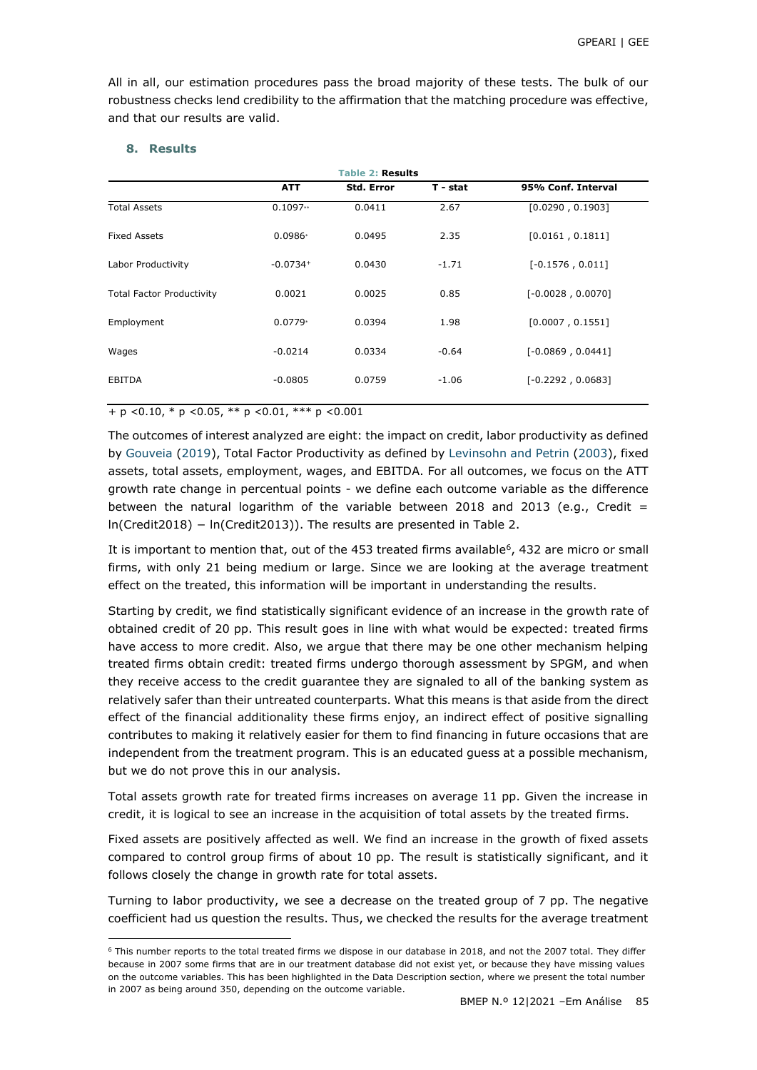All in all, our estimation procedures pass the broad majority of these tests. The bulk of our robustness checks lend credibility to the affirmation that the matching procedure was effective, and that our results are valid.

## 8. Results

**Table 2: Results**

| | ATT | Std. Error | T - stat | 95% Conf. Interval |
|---|---|---|---|---|
| Total Assets | 0.1097** | 0.0411 | 2.67 | [0.0290 , 0.1903] |
| Fixed Assets | 0.0986* | 0.0495 | 2.35 | [0.0161 , 0.1811] |
| Labor Productivity | -0.0734+ | 0.0430 | -1.71 | [-0.1576 , 0.011] |
| Total Factor Productivity | 0.0021 | 0.0025 | 0.85 | [-0.0028 , 0.0070] |
| Employment | 0.0779* | 0.0394 | 1.98 | [0.0007 , 0.1551] |
| Wages | -0.0214 | 0.0334 | -0.64 | [-0.0869 , 0.0441] |
| EBITDA | -0.0805 | 0.0759 | -1.06 | [-0.2292 , 0.0683] |

+ p <0.10, * p <0.05, ** p <0.01, *** p <0.001

The outcomes of interest analyzed are eight: the impact on credit, labor productivity as defined by Gouveia (2019), Total Factor Productivity as defined by Levinsohn and Petrin (2003), fixed assets, total assets, employment, wages, and EBITDA. For all outcomes, we focus on the ATT growth rate change in percentual points - we define each outcome variable as the difference between the natural logarithm of the variable between 2018 and 2013 (e.g., Credit = ln(Credit2018) − ln(Credit2013)). The results are presented in Table 2.

It is important to mention that, out of the 453 treated firms available[6], 432 are micro or small firms, with only 21 being medium or large. Since we are looking at the average treatment effect on the treated, this information will be important in understanding the results.

Starting by credit, we find statistically significant evidence of an increase in the growth rate of obtained credit of 20 pp. This result goes in line with what would be expected: treated firms have access to more credit. Also, we argue that there may be one other mechanism helping treated firms obtain credit: treated firms undergo thorough assessment by SPGM, and when they receive access to the credit guarantee they are signaled to all of the banking system as relatively safer than their untreated counterparts. What this means is that aside from the direct effect of the financial additionality these firms enjoy, an indirect effect of positive signalling contributes to making it relatively easier for them to find financing in future occasions that are independent from the treatment program. This is an educated guess at a possible mechanism, but we do not prove this in our analysis.

Total assets growth rate for treated firms increases on average 11 pp. Given the increase in credit, it is logical to see an increase in the acquisition of total assets by the treated firms.

Fixed assets are positively affected as well. We find an increase in the growth of fixed assets compared to control group firms of about 10 pp. The result is statistically significant, and it follows closely the change in growth rate for total assets.

Turning to labor productivity, we see a decrease on the treated group of 7 pp. The negative coefficient had us question the results. Thus, we checked the results for the average treatment

[6] This number reports to the total treated firms we dispose in our database in 2018, and not the 2007 total. They differ because in 2007 some firms that are in our treatment database did not exist yet, or because they have missing values on the outcome variables. This has been highlighted in the Data Description section, where we present the total number in 2007 as being around 350, depending on the outcome variable.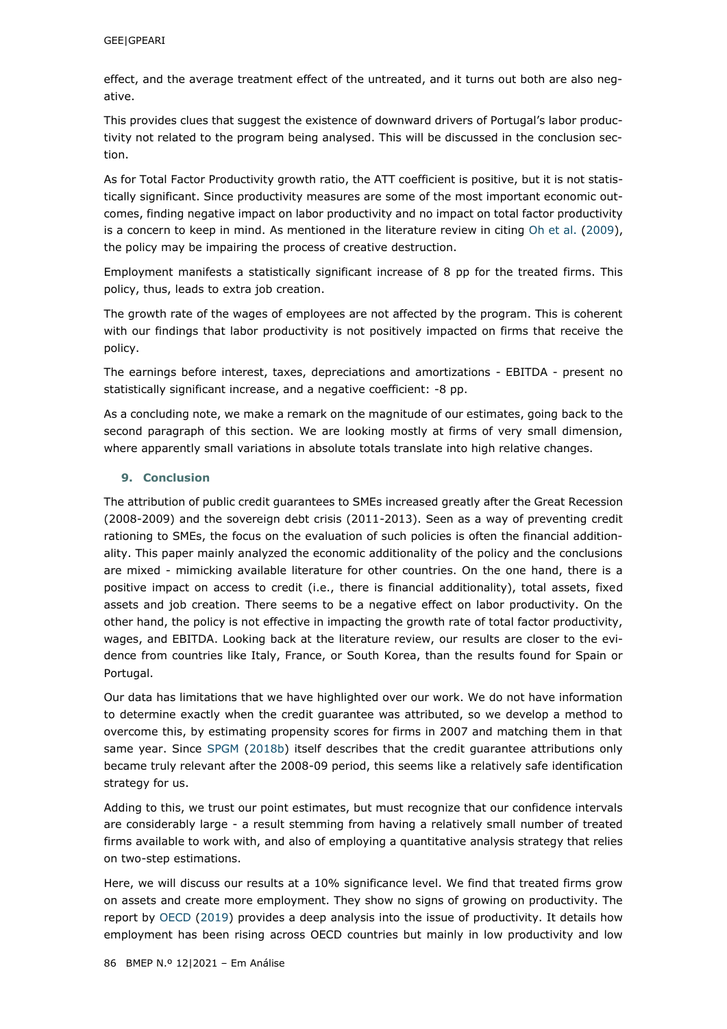effect, and the average treatment effect of the untreated, and it turns out both are also negative.

This provides clues that suggest the existence of downward drivers of Portugal's labor productivity not related to the program being analysed. This will be discussed in the conclusion section.

As for Total Factor Productivity growth ratio, the ATT coefficient is positive, but it is not statistically significant. Since productivity measures are some of the most important economic outcomes, finding negative impact on labor productivity and no impact on total factor productivity is a concern to keep in mind. As mentioned in the literature review in citing Oh et al. (2009), the policy may be impairing the process of creative destruction.

Employment manifests a statistically significant increase of 8 pp for the treated firms. This policy, thus, leads to extra job creation.

The growth rate of the wages of employees are not affected by the program. This is coherent with our findings that labor productivity is not positively impacted on firms that receive the policy.

The earnings before interest, taxes, depreciations and amortizations - EBITDA - present no statistically significant increase, and a negative coefficient: -8 pp.

As a concluding note, we make a remark on the magnitude of our estimates, going back to the second paragraph of this section. We are looking mostly at firms of very small dimension, where apparently small variations in absolute totals translate into high relative changes.

## 9. Conclusion

The attribution of public credit guarantees to SMEs increased greatly after the Great Recession (2008-2009) and the sovereign debt crisis (2011-2013). Seen as a way of preventing credit rationing to SMEs, the focus on the evaluation of such policies is often the financial additionality. This paper mainly analyzed the economic additionality of the policy and the conclusions are mixed - mimicking available literature for other countries. On the one hand, there is a positive impact on access to credit (i.e., there is financial additionality), total assets, fixed assets and job creation. There seems to be a negative effect on labor productivity. On the other hand, the policy is not effective in impacting the growth rate of total factor productivity, wages, and EBITDA. Looking back at the literature review, our results are closer to the evidence from countries like Italy, France, or South Korea, than the results found for Spain or Portugal.

Our data has limitations that we have highlighted over our work. We do not have information to determine exactly when the credit guarantee was attributed, so we develop a method to overcome this, by estimating propensity scores for firms in 2007 and matching them in that same year. Since SPGM (2018b) itself describes that the credit guarantee attributions only became truly relevant after the 2008-09 period, this seems like a relatively safe identification strategy for us.

Adding to this, we trust our point estimates, but must recognize that our confidence intervals are considerably large - a result stemming from having a relatively small number of treated firms available to work with, and also of employing a quantitative analysis strategy that relies on two-step estimations.

Here, we will discuss our results at a 10% significance level. We find that treated firms grow on assets and create more employment. They show no signs of growing on productivity. The report by OECD (2019) provides a deep analysis into the issue of productivity. It details how employment has been rising across OECD countries but mainly in low productivity and low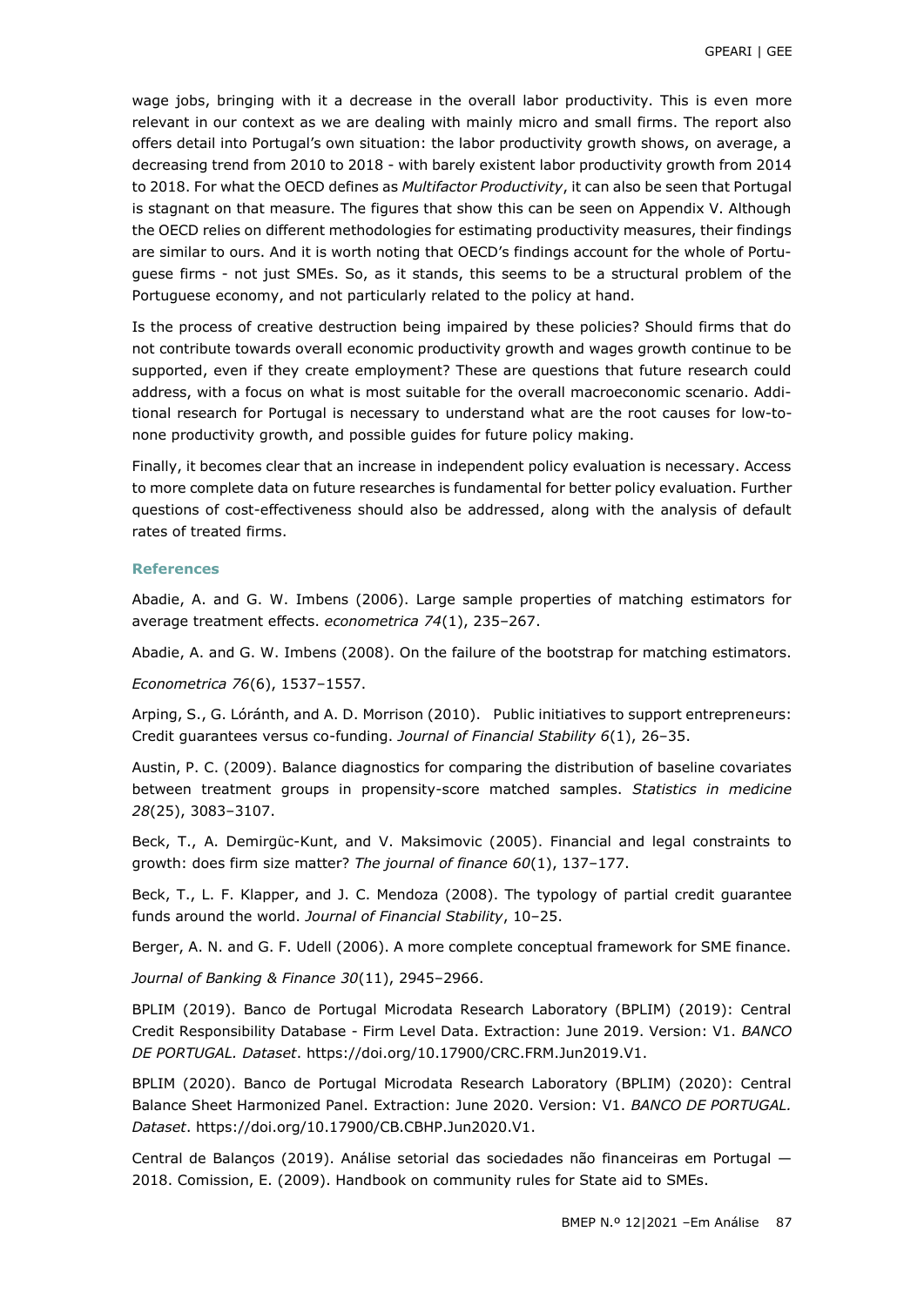wage jobs, bringing with it a decrease in the overall labor productivity. This is even more relevant in our context as we are dealing with mainly micro and small firms. The report also offers detail into Portugal's own situation: the labor productivity growth shows, on average, a decreasing trend from 2010 to 2018 - with barely existent labor productivity growth from 2014 to 2018. For what the OECD defines as *Multifactor Productivity*, it can also be seen that Portugal is stagnant on that measure. The figures that show this can be seen on Appendix V. Although the OECD relies on different methodologies for estimating productivity measures, their findings are similar to ours. And it is worth noting that OECD's findings account for the whole of Portuguese firms - not just SMEs. So, as it stands, this seems to be a structural problem of the Portuguese economy, and not particularly related to the policy at hand.

Is the process of creative destruction being impaired by these policies? Should firms that do not contribute towards overall economic productivity growth and wages growth continue to be supported, even if they create employment? These are questions that future research could address, with a focus on what is most suitable for the overall macroeconomic scenario. Additional research for Portugal is necessary to understand what are the root causes for low-to-none productivity growth, and possible guides for future policy making.

Finally, it becomes clear that an increase in independent policy evaluation is necessary. Access to more complete data on future researches is fundamental for better policy evaluation. Further questions of cost-effectiveness should also be addressed, along with the analysis of default rates of treated firms.

### References

Abadie, A. and G. W. Imbens (2006). Large sample properties of matching estimators for average treatment effects. *econometrica 74*(1), 235–267.

Abadie, A. and G. W. Imbens (2008). On the failure of the bootstrap for matching estimators. *Econometrica 76*(6), 1537–1557.

Arping, S., G. Lóránth, and A. D. Morrison (2010). Public initiatives to support entrepreneurs: Credit guarantees versus co-funding. *Journal of Financial Stability 6*(1), 26–35.

Austin, P. C. (2009). Balance diagnostics for comparing the distribution of baseline covariates between treatment groups in propensity-score matched samples. *Statistics in medicine 28*(25), 3083–3107.

Beck, T., A. Demirgüc-Kunt, and V. Maksimovic (2005). Financial and legal constraints to growth: does firm size matter? *The journal of finance 60*(1), 137–177.

Beck, T., L. F. Klapper, and J. C. Mendoza (2008). The typology of partial credit guarantee funds around the world. *Journal of Financial Stability*, 10–25.

Berger, A. N. and G. F. Udell (2006). A more complete conceptual framework for SME finance. *Journal of Banking & Finance 30*(11), 2945–2966.

BPLIM (2019). Banco de Portugal Microdata Research Laboratory (BPLIM) (2019): Central Credit Responsibility Database - Firm Level Data. Extraction: June 2019. Version: V1. *BANCO DE PORTUGAL. Dataset*. https://doi.org/10.17900/CRC.FRM.Jun2019.V1.

BPLIM (2020). Banco de Portugal Microdata Research Laboratory (BPLIM) (2020): Central Balance Sheet Harmonized Panel. Extraction: June 2020. Version: V1. *BANCO DE PORTUGAL. Dataset*. https://doi.org/10.17900/CB.CBHP.Jun2020.V1.

Central de Balanços (2019). Análise setorial das sociedades não financeiras em Portugal — 2018. Comission, E. (2009). Handbook on community rules for State aid to SMEs.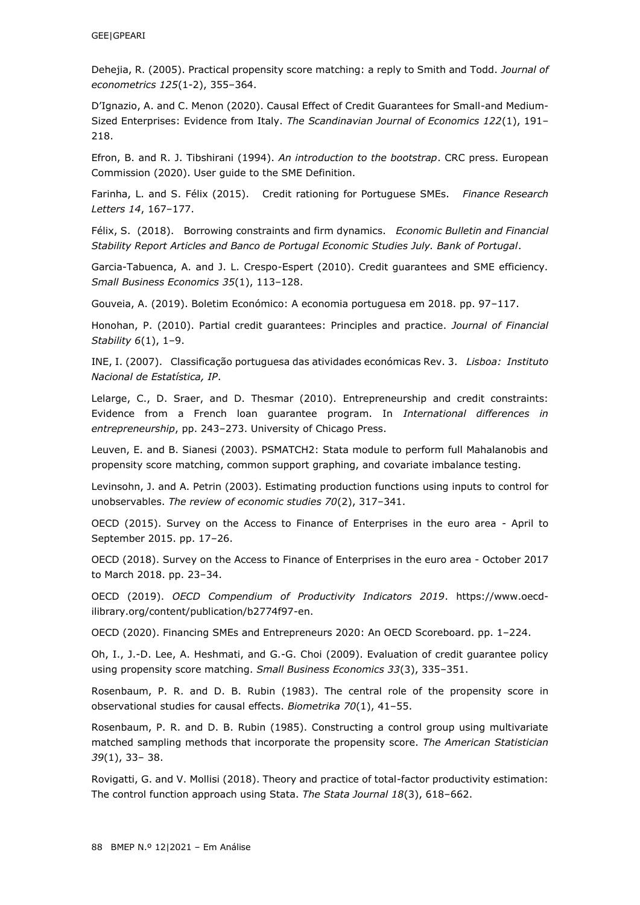Dehejia, R. (2005). Practical propensity score matching: a reply to Smith and Todd. *Journal of econometrics 125*(1-2), 355–364.

D'Ignazio, A. and C. Menon (2020). Causal Effect of Credit Guarantees for Small-and Medium-Sized Enterprises: Evidence from Italy. *The Scandinavian Journal of Economics 122*(1), 191–218.

Efron, B. and R. J. Tibshirani (1994). *An introduction to the bootstrap*. CRC press. European Commission (2020). User guide to the SME Definition.

Farinha, L. and S. Félix (2015). Credit rationing for Portuguese SMEs. *Finance Research Letters 14*, 167–177.

Félix, S. (2018). Borrowing constraints and firm dynamics. *Economic Bulletin and Financial Stability Report Articles and Banco de Portugal Economic Studies July. Bank of Portugal*.

Garcia-Tabuenca, A. and J. L. Crespo-Espert (2010). Credit guarantees and SME efficiency. *Small Business Economics 35*(1), 113–128.

Gouveia, A. (2019). Boletim Económico: A economia portuguesa em 2018. pp. 97–117.

Honohan, P. (2010). Partial credit guarantees: Principles and practice. *Journal of Financial Stability 6*(1), 1–9.

INE, I. (2007). Classificação portuguesa das atividades económicas Rev. 3. *Lisboa: Instituto Nacional de Estatística, IP*.

Lelarge, C., D. Sraer, and D. Thesmar (2010). Entrepreneurship and credit constraints: Evidence from a French loan guarantee program. In *International differences in entrepreneurship*, pp. 243–273. University of Chicago Press.

Leuven, E. and B. Sianesi (2003). PSMATCH2: Stata module to perform full Mahalanobis and propensity score matching, common support graphing, and covariate imbalance testing.

Levinsohn, J. and A. Petrin (2003). Estimating production functions using inputs to control for unobservables. *The review of economic studies 70*(2), 317–341.

OECD (2015). Survey on the Access to Finance of Enterprises in the euro area - April to September 2015. pp. 17–26.

OECD (2018). Survey on the Access to Finance of Enterprises in the euro area - October 2017 to March 2018. pp. 23–34.

OECD (2019). *OECD Compendium of Productivity Indicators 2019*. https://www.oecd-ilibrary.org/content/publication/b2774f97-en.

OECD (2020). Financing SMEs and Entrepreneurs 2020: An OECD Scoreboard. pp. 1–224.

Oh, I., J.-D. Lee, A. Heshmati, and G.-G. Choi (2009). Evaluation of credit guarantee policy using propensity score matching. *Small Business Economics 33*(3), 335–351.

Rosenbaum, P. R. and D. B. Rubin (1983). The central role of the propensity score in observational studies for causal effects. *Biometrika 70*(1), 41–55.

Rosenbaum, P. R. and D. B. Rubin (1985). Constructing a control group using multivariate matched sampling methods that incorporate the propensity score. *The American Statistician 39*(1), 33– 38.

Rovigatti, G. and V. Mollisi (2018). Theory and practice of total-factor productivity estimation: The control function approach using Stata. *The Stata Journal 18*(3), 618–662.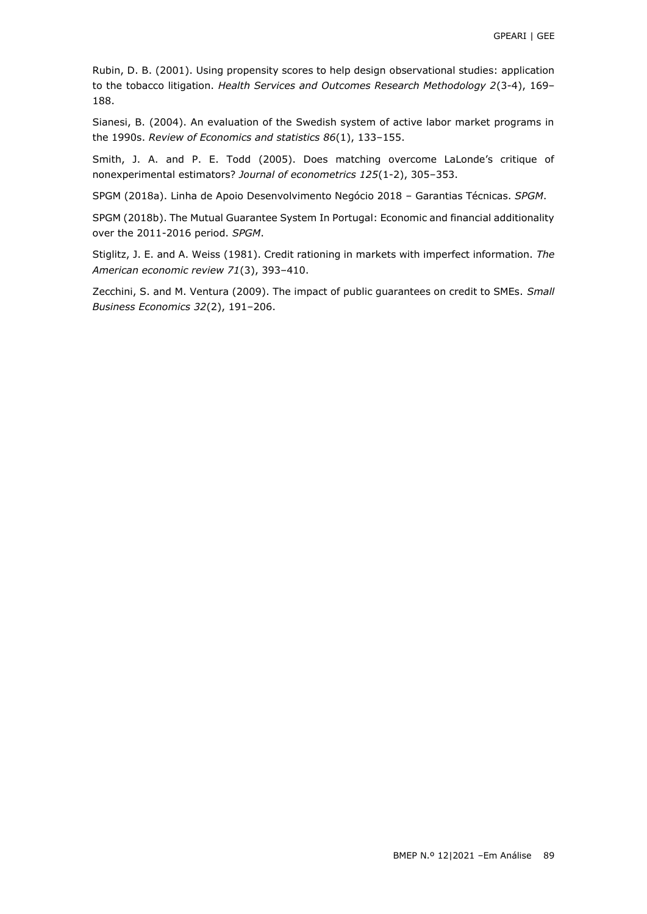Rubin, D. B. (2001). Using propensity scores to help design observational studies: application to the tobacco litigation. *Health Services and Outcomes Research Methodology 2*(3-4), 169–188.

Sianesi, B. (2004). An evaluation of the Swedish system of active labor market programs in the 1990s. *Review of Economics and statistics 86*(1), 133–155.

Smith, J. A. and P. E. Todd (2005). Does matching overcome LaLonde's critique of nonexperimental estimators? *Journal of econometrics 125*(1-2), 305–353.

SPGM (2018a). Linha de Apoio Desenvolvimento Negócio 2018 – Garantias Técnicas. *SPGM*.

SPGM (2018b). The Mutual Guarantee System In Portugal: Economic and financial additionality over the 2011-2016 period. *SPGM*.

Stiglitz, J. E. and A. Weiss (1981). Credit rationing in markets with imperfect information. *The American economic review 71*(3), 393–410.

Zecchini, S. and M. Ventura (2009). The impact of public guarantees on credit to SMEs. *Small Business Economics 32*(2), 191–206.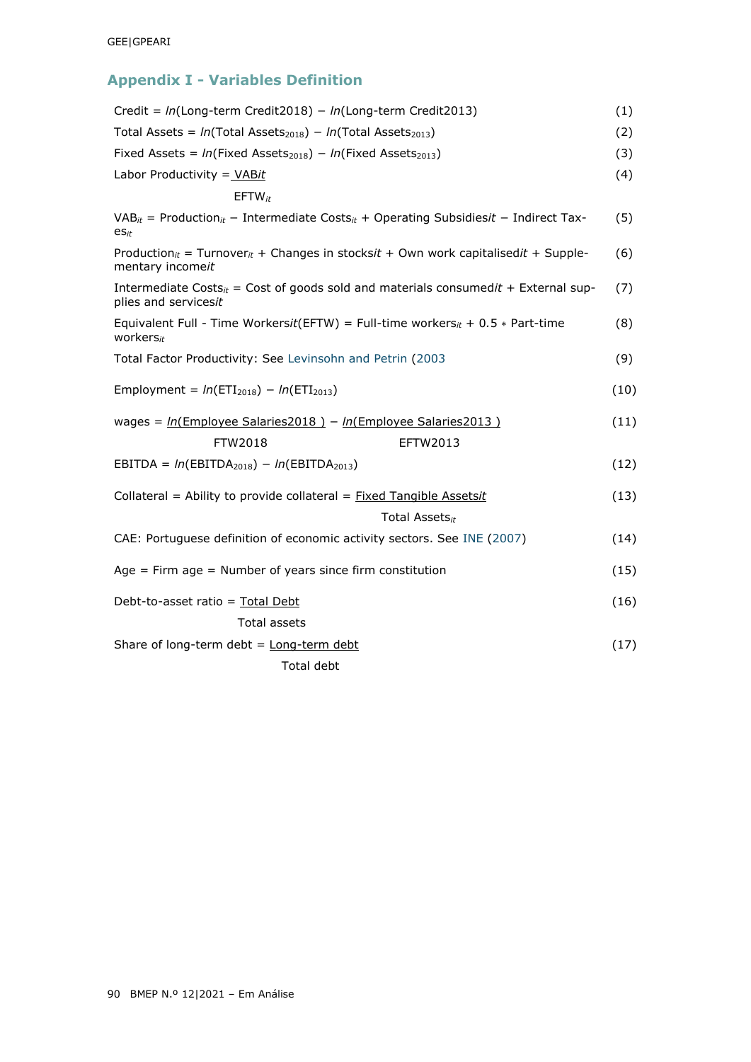## Appendix I - Variables Definition

$$\text{Credit} = ln(\text{Long-term Credit2018}) - ln(\text{Long-term Credit2013}) \quad (1)$$

$$\text{Total Assets} = ln(\text{Total Assets}_{2018}) - ln(\text{Total Assets}_{2013}) \quad (2)$$

$$\text{Fixed Assets} = ln(\text{Fixed Assets}_{2018}) - ln(\text{Fixed Assets}_{2013}) \quad (3)$$

$$\text{Labor Productivity} = \frac{VAB_{it}}{EFTW_{it}} \quad (4)$$

$$VAB_{it} = \text{Production}_{it} - \text{Intermediate Costs}_{it} + \text{Operating Subsidies}_{it} - \text{Indirect Taxes}_{it} \quad (5)$$

$$\text{Production}_{it} = \text{Turnover}_{it} + \text{Changes in stocks}_{it} + \text{Own work capitalised}_{it} + \text{Supplementary income}_{it} \quad (6)$$

$$\text{Intermediate Costs}_{it} = \text{Cost of goods sold and materials consumed}_{it} + \text{External supplies and services}_{it} \quad (7)$$

$$\text{Equivalent Full - Time Workers}_{it}(EFTW) = \text{Full-time workers}_{it} + 0.5 * \text{Part-time workers}_{it} \quad (8)$$

Total Factor Productivity: See Levinsohn and Petrin (2003 (9)

$$\text{Employment} = ln(ETI_{2018}) - ln(ETI_{2013}) \quad (10)$$

$$\text{wages} = \frac{ln(\text{Employee Salaries2018})}{FTW2018} - \frac{ln(\text{Employee Salaries2013})}{EFTW2013} \quad (11)$$

$$\text{EBITDA} = ln(EBITDA_{2018}) - ln(EBITDA_{2013}) \quad (12)$$

$$\text{Collateral} = \text{Ability to provide collateral} = \frac{\text{Fixed Tangible Assets}_{it}}{\text{Total Assets}_{it}} \quad (13)$$

CAE: Portuguese definition of economic activity sectors. See INE (2007) (14)

Age = Firm age = Number of years since firm constitution (15)

$$\text{Debt-to-asset ratio} = \frac{\text{Total Debt}}{\text{Total assets}} \quad (16)$$

$$\text{Share of long-term debt} = \frac{\text{Long-term debt}}{\text{Total debt}} \quad (17)$$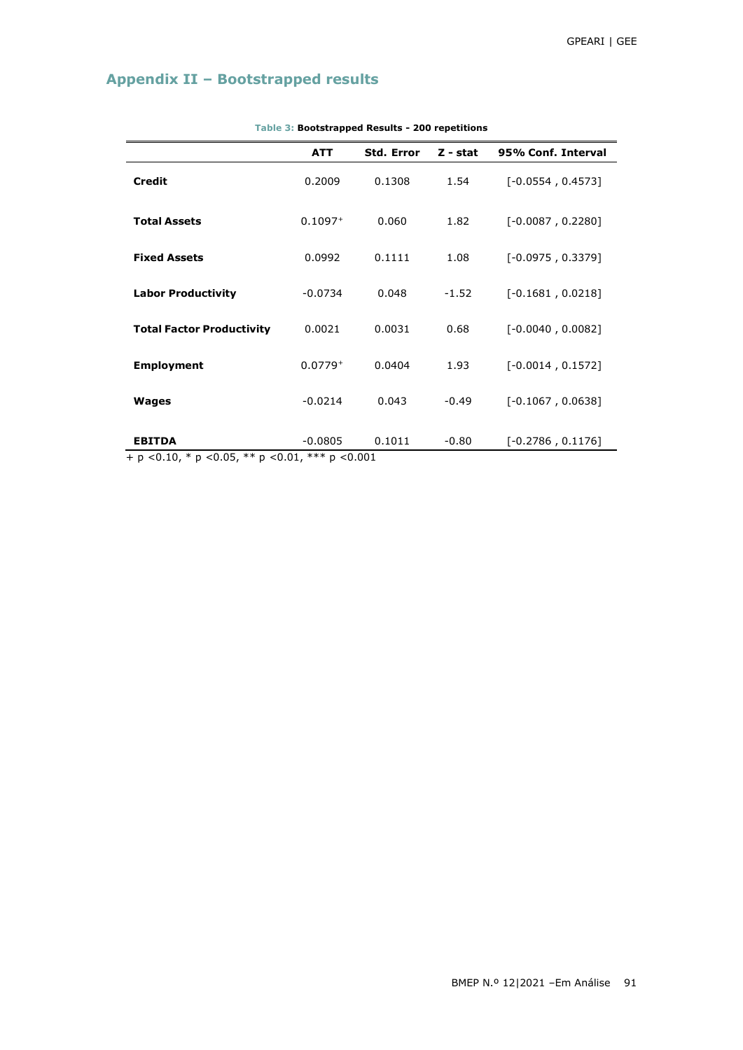## Appendix II – Bootstrapped results

Table 3: **Bootstrapped Results - 200 repetitions**

| | ATT | Std. Error | Z - stat | 95% Conf. Interval |
|---|---|---|---|---|
| **Credit** | 0.2009 | 0.1308 | 1.54 | [-0.0554 , 0.4573] |
| **Total Assets** | 0.1097+ | 0.060 | 1.82 | [-0.0087 , 0.2280] |
| **Fixed Assets** | 0.0992 | 0.1111 | 1.08 | [-0.0975 , 0.3379] |
| **Labor Productivity** | -0.0734 | 0.048 | -1.52 | [-0.1681 , 0.0218] |
| **Total Factor Productivity** | 0.0021 | 0.0031 | 0.68 | [-0.0040 , 0.0082] |
| **Employment** | 0.0779+ | 0.0404 | 1.93 | [-0.0014 , 0.1572] |
| **Wages** | -0.0214 | 0.043 | -0.49 | [-0.1067 , 0.0638] |
| **EBITDA** | -0.0805 | 0.1011 | -0.80 | [-0.2786 , 0.1176] |

+ $p < 0.10$, * $p < 0.05$, ** $p < 0.01$, *** $p < 0.001$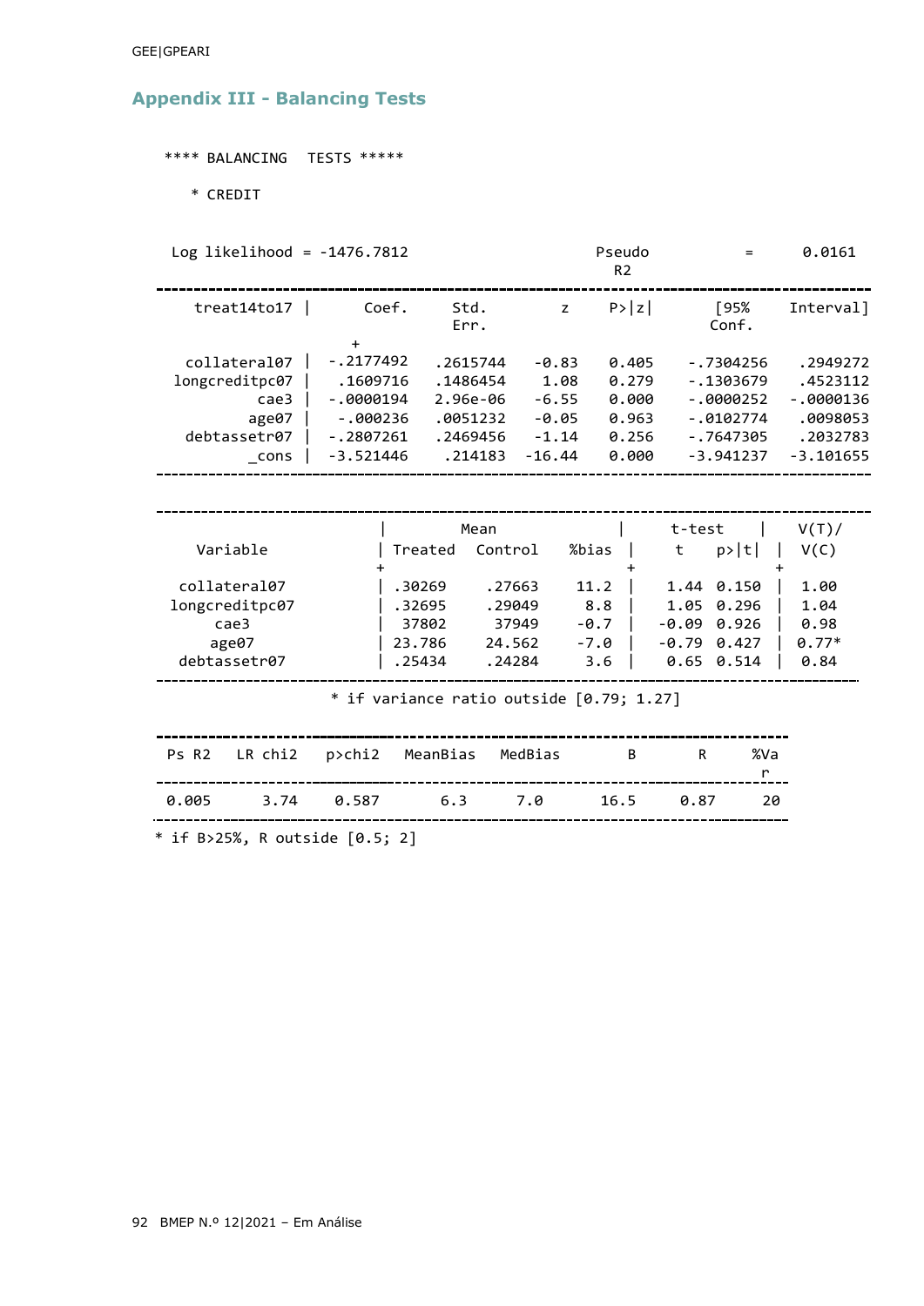## Appendix III - Balancing Tests

**** BALANCING TESTS *****

* CREDIT

Log likelihood = -1476.7812 Pseudo R2 = 0.0161

| treat14to17 | Coef. | Std. Err. | z | P>\|z\| | [95% Conf. | Interval] |
|---|---|---|---|---|---|---|
| collateral07 | -.2177492 | .2615744 | -0.83 | 0.405 | -.7304256 | .2949272 |
| longcreditpc07 | .1609716 | .1486454 | 1.08 | 0.279 | -.1303679 | .4523112 |
| cae3 | -.0000194 | 2.96e-06 | -6.55 | 0.000 | -.0000252 | -.0000136 |
| age07 | -.000236 | .0051232 | -0.05 | 0.963 | -.0102774 | .0098053 |
| debtassetr07 | -.2807261 | .2469456 | -1.14 | 0.256 | -.7647305 | .2032783 |
| _cons | -3.521446 | .214183 | -16.44 | 0.000 | -3.941237 | -3.101655 |

| Variable | Mean | | | t-test | | V(T)/ |
|---|---|---|---|---|---|---|
| | Treated | Control | %bias | t | p>\|t\| | V(C) |
| collateral07 | .30269 | .27663 | 11.2 | 1.44 | 0.150 | 1.00 |
| longcreditpc07 | .32695 | .29049 | 8.8 | 1.05 | 0.296 | 1.04 |
| cae3 | 37802 | 37949 | -0.7 | -0.09 | 0.926 | 0.98 |
| age07 | 23.786 | 24.562 | -7.0 | -0.79 | 0.427 | 0.77* |
| debtassetr07 | .25434 | .24284 | 3.6 | 0.65 | 0.514 | 0.84 |

* if variance ratio outside [0.79; 1.27]

| Ps R2 | LR chi2 | p>chi2 | MeanBias | MedBias | B | R | %Var |
|---|---|---|---|---|---|---|---|
| 0.005 | 3.74 | 0.587 | 6.3 | 7.0 | 16.5 | 0.87 | 20 |

* if B>25%, R outside [0.5; 2]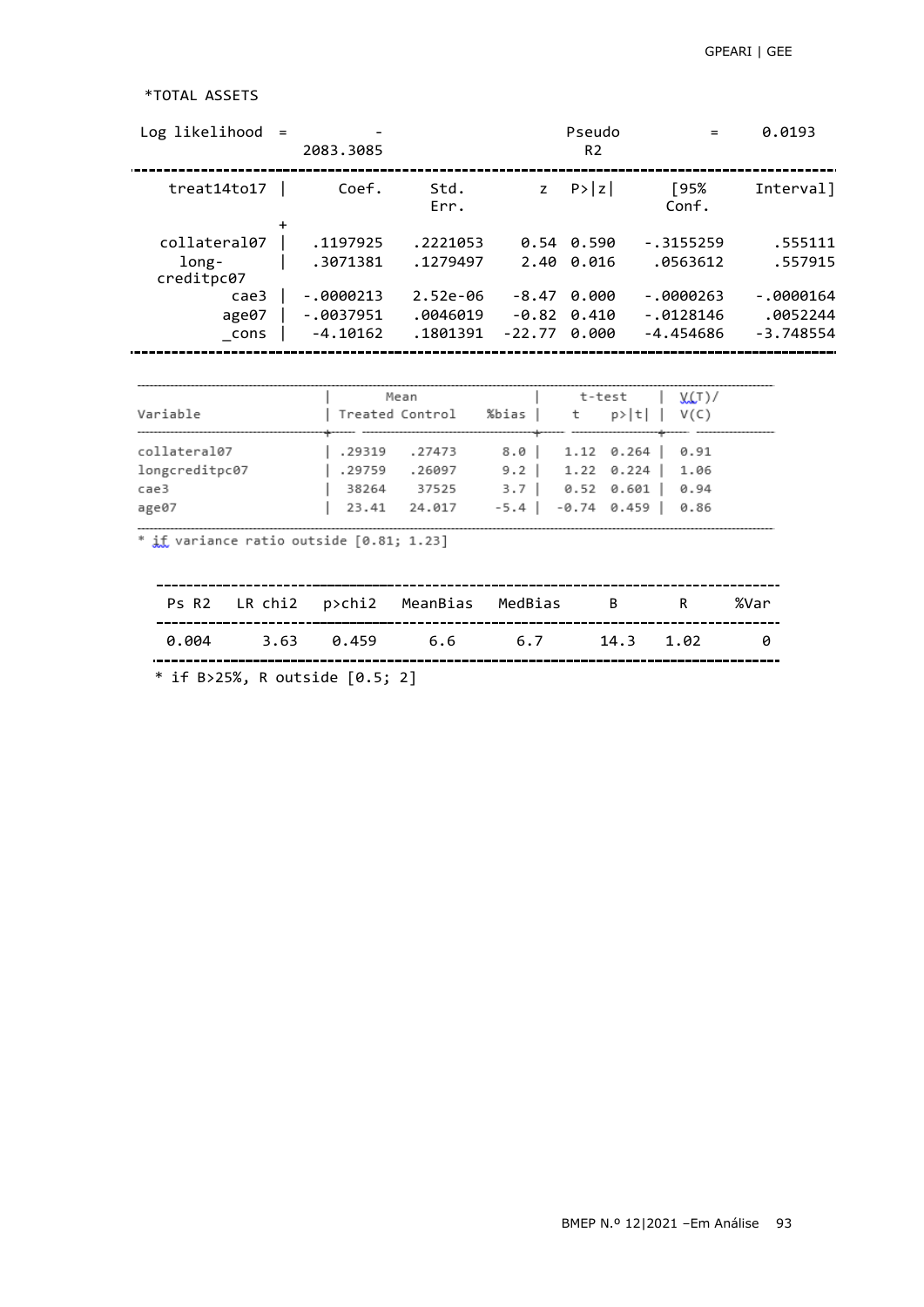*TOTAL ASSETS

| Log likelihood = | -2083.3085 | | Pseudo R2 | = | 0.0193 | |
|---|---|---|---|---|---|---|
| treat14to17 | Coef. | Std. Err. | z | P>\|z\| | [95% Conf. | Interval] |
| collateral07 | .1197925 | .2221053 | 0.54 | 0.590 | -.3155259 | .555111 |
| long-creditpc07 | .3071381 | .1279497 | 2.40 | 0.016 | .0563612 | .557915 |
| cae3 | -.0000213 | 2.52e-06 | -8.47 | 0.000 | -.0000263 | -.0000164 |
| age07 | -.0037951 | .0046019 | -0.82 | 0.410 | -.0128146 | .0052244 |
| _cons | -4.10162 | .1801391 | -22.77 | 0.000 | -4.454686 | -3.748554 |

| Variable | Mean Treated | Mean Control | %bias | t-test t | t-test p>\|t\| | V(T)/V(C) |
|---|---|---|---|---|---|---|
| collateral07 | .29319 | .27473 | 8.0 | 1.12 | 0.264 | 0.91 |
| longcreditpc07 | .29759 | .26097 | 9.2 | 1.22 | 0.224 | 1.06 |
| cae3 | 38264 | 37525 | 3.7 | 0.52 | 0.601 | 0.94 |
| age07 | 23.41 | 24.017 | -5.4 | -0.74 | 0.459 | 0.86 |

* if variance ratio outside [0.81; 1.23]

| Ps R2 | LR chi2 | p>chi2 | MeanBias | MedBias | B | R | %Var |
|---|---|---|---|---|---|---|---|
| 0.004 | 3.63 | 0.459 | 6.6 | 6.7 | 14.3 | 1.02 | 0 |

* if B>25%, R outside [0.5; 2]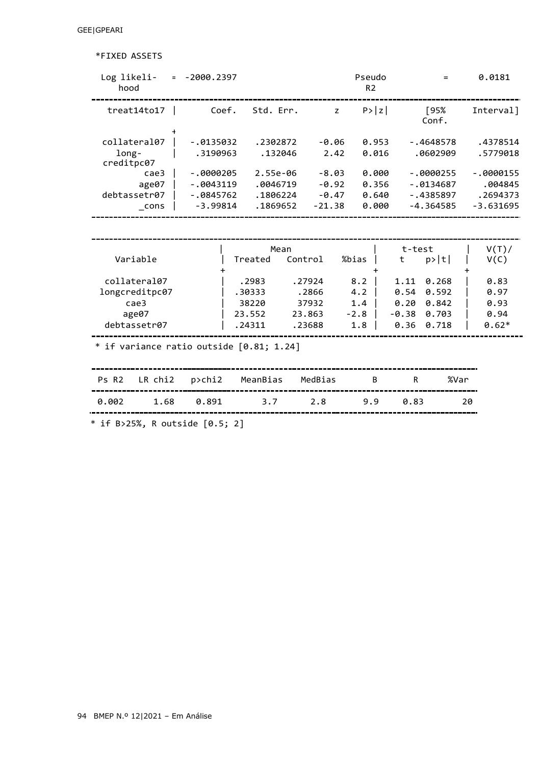*FIXED ASSETS

| Log likelihood | = -2000.2397 | | | Pseudo R2 | = | 0.0181 |
|---|---|---|---|---|---|---|
| **treat14to17** | **Coef.** | **Std. Err.** | **z** | **P>\|z\|** | **[95% Conf.** | **Interval]** |
| collateral07 | -.0135032 | .2302872 | -0.06 | 0.953 | -.4648578 | .4378514 |
| longcreditpc07 | .3190963 | .132046 | 2.42 | 0.016 | .0602909 | .5779018 |
| cae3 | -.0000205 | 2.55e-06 | -8.03 | 0.000 | -.0000255 | -.0000155 |
| age07 | -.0043119 | .0046719 | -0.92 | 0.356 | -.0134687 | .004845 |
| debtassetr07 | -.0845762 | .1806224 | -0.47 | 0.640 | -.4385897 | .2694373 |
| _cons | -3.99814 | .1869652 | -21.38 | 0.000 | -4.364585 | -3.631695 |

| Variable | Mean | | | t-test | | V(T)/ |
|---|---|---|---|---|---|---|
| | Treated | Control | %bias | t | p>\|t\| | V(C) |
| collateral07 | .2983 | .27924 | 8.2 | 1.11 | 0.268 | 0.83 |
| longcreditpc07 | .30333 | .2866 | 4.2 | 0.54 | 0.592 | 0.97 |
| cae3 | 38220 | 37932 | 1.4 | 0.20 | 0.842 | 0.93 |
| age07 | 23.552 | 23.863 | -2.8 | -0.38 | 0.703 | 0.94 |
| debtassetr07 | .24311 | .23688 | 1.8 | 0.36 | 0.718 | 0.62* |

* if variance ratio outside [0.81; 1.24]

| Ps R2 | LR chi2 | p>chi2 | MeanBias | MedBias | B | R | %Var |
|---|---|---|---|---|---|---|---|
| 0.002 | 1.68 | 0.891 | 3.7 | 2.8 | 9.9 | 0.83 | 20 |

* if B>25%, R outside [0.5; 2]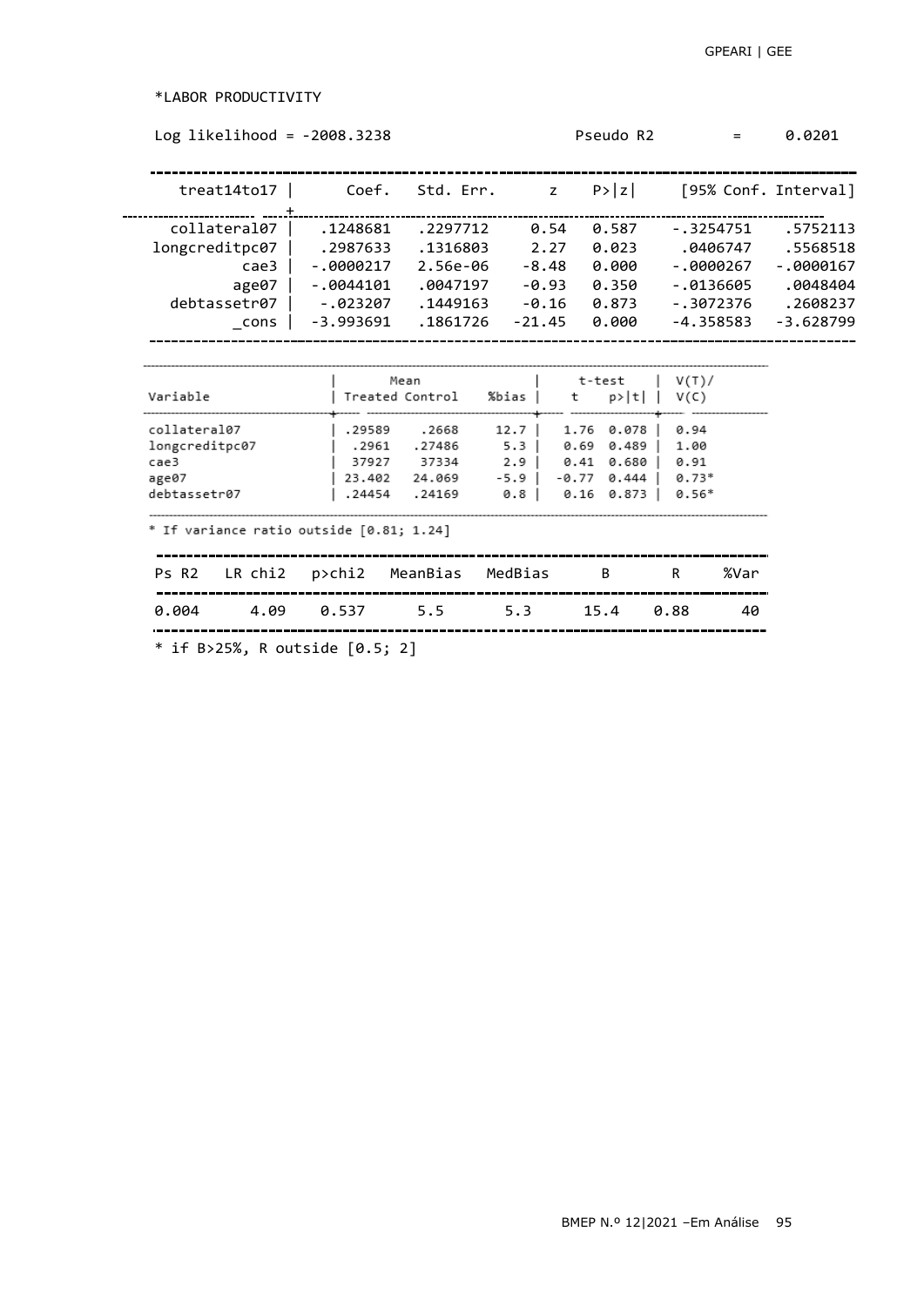*LABOR PRODUCTIVITY

Log likelihood = -2008.3238 Pseudo R2 = 0.0201

| treat14to17 | Coef. | Std. Err. | z | P>\|z\| | [95% Conf. Interval] | |
|---|---|---|---|---|---|---|
| collateral07 | .1248681 | .2297712 | 0.54 | 0.587 | -.3254751 | .5752113 |
| longcreditpc07 | .2987633 | .1316803 | 2.27 | 0.023 | .0406747 | .5568518 |
| cae3 | -.0000217 | 2.56e-06 | -8.48 | 0.000 | -.0000267 | -.0000167 |
| age07 | -.0044101 | .0047197 | -0.93 | 0.350 | -.0136605 | .0048404 |
| debtassetr07 | -.023207 | .1449163 | -0.16 | 0.873 | -.3072376 | .2608237 |
| _cons | -3.993691 | .1861726 | -21.45 | 0.000 | -4.358583 | -3.628799 |

| Variable | Mean Treated | Mean Control | %bias | t-test t | t-test p>\|t\| | V(T)/ V(C) |
|---|---|---|---|---|---|---|
| collateral07 | .29589 | .2668 | 12.7 | 1.76 | 0.078 | 0.94 |
| longcreditpc07 | .2961 | .27486 | 5.3 | 0.69 | 0.489 | 1.00 |
| cae3 | 37927 | 37334 | 2.9 | 0.41 | 0.680 | 0.91 |
| age07 | 23.402 | 24.069 | -5.9 | -0.77 | 0.444 | 0.73* |
| debtassetr07 | .24454 | .24169 | 0.8 | 0.16 | 0.873 | 0.56* |

* If variance ratio outside [0.81; 1.24]

| Ps R2 | LR chi2 | p>chi2 | MeanBias | MedBias | B | R | %Var |
|---|---|---|---|---|---|---|---|
| 0.004 | 4.09 | 0.537 | 5.5 | 5.3 | 15.4 | 0.88 | 40 |

* if B>25%, R outside [0.5; 2]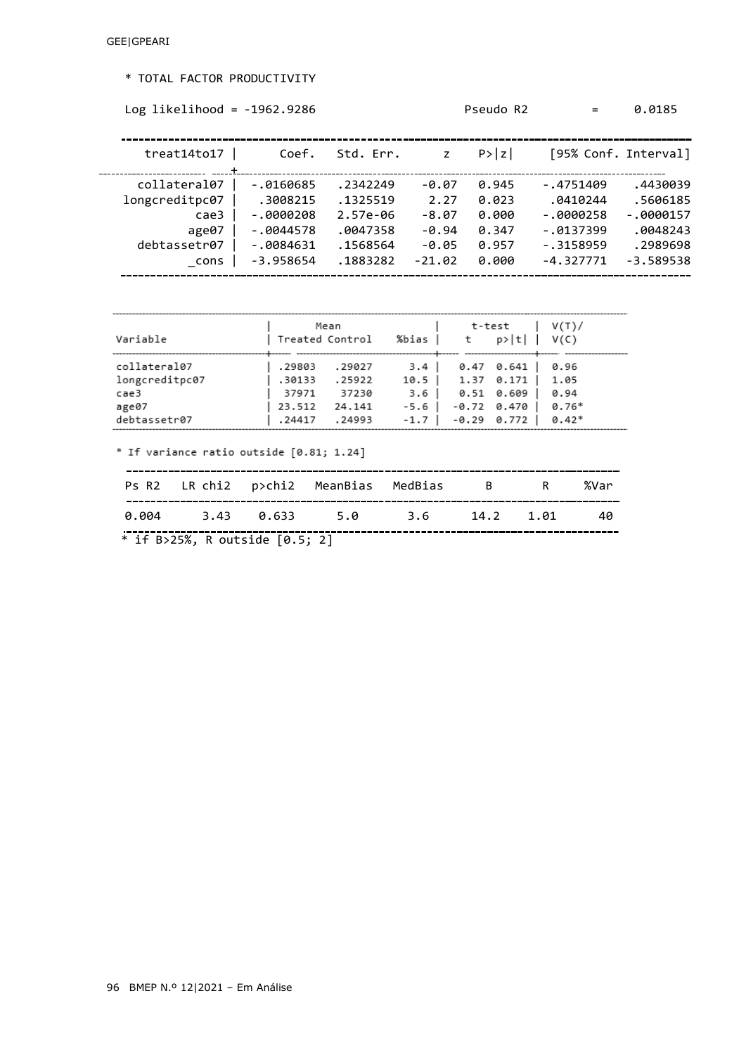\* TOTAL FACTOR PRODUCTIVITY

Log likelihood = -1962.9286 Pseudo R2 = 0.0185

| treat14to17 | Coef. | Std. Err. | z | P>\|z\| | [95% Conf. Interval] | |
|---|---|---|---|---|---|---|
| collateral07 | -.0160685 | .2342249 | -0.07 | 0.945 | -.4751409 | .4430039 |
| longcreditpc07 | .3008215 | .1325519 | 2.27 | 0.023 | .0410244 | .5606185 |
| cae3 | -.0000208 | 2.57e-06 | -8.07 | 0.000 | -.0000258 | -.0000157 |
| age07 | -.0044578 | .0047358 | -0.94 | 0.347 | -.0137399 | .0048243 |
| debtassetr07 | -.0084631 | .1568564 | -0.05 | 0.957 | -.3158959 | .2989698 |
| _cons | -3.958654 | .1883282 | -21.02 | 0.000 | -4.327771 | -3.589538 |

| Variable | Mean Treated | Mean Control | %bias | t-test t | t-test p>\|t\| | V(T)/V(C) |
|---|---|---|---|---|---|---|
| collateral07 | .29803 | .29027 | 3.4 | 0.47 | 0.641 | 0.96 |
| longcreditpc07 | .30133 | .25922 | 10.5 | 1.37 | 0.171 | 1.05 |
| cae3 | 37971 | 37230 | 3.6 | 0.51 | 0.609 | 0.94 |
| age07 | 23.512 | 24.141 | -5.6 | -0.72 | 0.470 | 0.76* |
| debtassetr07 | .24417 | .24993 | -1.7 | -0.29 | 0.772 | 0.42* |

\* If variance ratio outside [0.81; 1.24]

| Ps R2 | LR chi2 | p>chi2 | MeanBias | MedBias | B | R | %Var |
|---|---|---|---|---|---|---|---|
| 0.004 | 3.43 | 0.633 | 5.0 | 3.6 | 14.2 | 1.01 | 40 |

\* if B>25%, R outside [0.5; 2]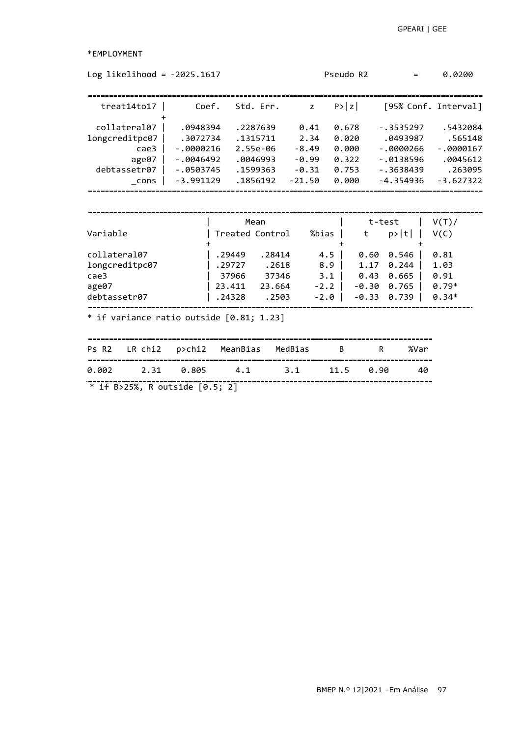*EMPLOYMENT

```
Log likelihood = -2025.1617                    Pseudo R2         =     0.0200

------------------------------------------------------------------------------------------
   treat14to17 |      Coef.   Std. Err.      z    P>|z|     [95% Conf. Interval]
             +
  collateral07 |   .0948394   .2287639     0.41   0.678     -.3535297    .5432084
longcreditpc07 |   .3072734   .1315711     2.34   0.020      .0493987     .565148
          cae3 |  -.0000216   2.55e-06    -8.49   0.000     -.0000266   -.0000167
         age07 |  -.0046492   .0046993    -0.99   0.322     -.0138596    .0045612
  debtassetr07 |  -.0503745   .1599363    -0.31   0.753     -.3638439     .263095
         _cons |  -3.991129   .1856192   -21.50   0.000     -4.354936   -3.627322
------------------------------------------------------------------------------------------
```

```
------------------------------------------------------------------------------------------
                        |       Mean               |     t-test    |  V(T)/
Variable                | Treated Control    %bias |    t    p>|t| |  V(C)
                        +                          +               +
collateral07            | .29449   .28414     4.5  |   0.60  0.546 |  0.81
longcreditpc07          | .29727    .2618     8.9  |   1.17  0.244 |  1.03
cae3                    |  37966    37346     3.1  |   0.43  0.665 |  0.91
age07                   | 23.411   23.664    -2.2  |  -0.30  0.765 |  0.79*
debtassetr07            | .24328    .2503    -2.0  |  -0.33  0.739 |  0.34*
------------------------------------------------------------------------------------------
* if variance ratio outside [0.81; 1.23]
```

```
-----------------------------------------------------------------------------------
Ps R2   LR chi2   p>chi2   MeanBias   MedBias      B        R     %Var
-----------------------------------------------------------------------------------
0.002      2.31    0.805      4.1        3.1      11.5     0.90      40
-----------------------------------------------------------------------------------
* if B>25%, R outside [0.5; 2]
```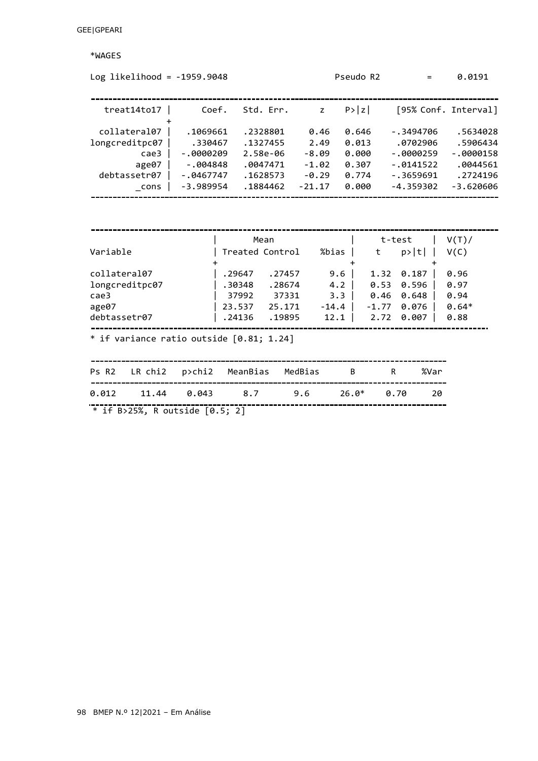*WAGES

Log likelihood = -1959.9048 Pseudo R2 = 0.0191

| treat14to17 | Coef. | Std. Err. | z | P>\|z\| | [95% Conf. Interval] | |
|---|---|---|---|---|---|---|
| collateral07 | .1069661 | .2328801 | 0.46 | 0.646 | -.3494706 | .5634028 |
| longcreditpc07 | .330467 | .1327455 | 2.49 | 0.013 | .0702906 | .5906434 |
| cae3 | -.0000209 | 2.58e-06 | -8.09 | 0.000 | -.0000259 | -.0000158 |
| age07 | -.004848 | .0047471 | -1.02 | 0.307 | -.0141522 | .0044561 |
| debtassetr07 | -.0467747 | .1628573 | -0.29 | 0.774 | -.3659691 | .2724196 |
| _cons | -3.989954 | .1884462 | -21.17 | 0.000 | -4.359302 | -3.620606 |

| Variable | Mean | | | t-test | | V(T)/ |
|---|---|---|---|---|---|---|
| | Treated | Control | %bias | t | p>\|t\| | V(C) |
| collateral07 | .29647 | .27457 | 9.6 | 1.32 | 0.187 | 0.96 |
| longcreditpc07 | .30348 | .28674 | 4.2 | 0.53 | 0.596 | 0.97 |
| cae3 | 37992 | 37331 | 3.3 | 0.46 | 0.648 | 0.94 |
| age07 | 23.537 | 25.171 | -14.4 | -1.77 | 0.076 | 0.64* |
| debtassetr07 | .24136 | .19895 | 12.1 | 2.72 | 0.007 | 0.88 |

* if variance ratio outside [0.81; 1.24]

| Ps R2 | LR chi2 | p>chi2 | MeanBias | MedBias | B | R | %Var |
|---|---|---|---|---|---|---|---|
| 0.012 | 11.44 | 0.043 | 8.7 | 9.6 | 26.0* | 0.70 | 20 |

* if B>25%, R outside [0.5; 2]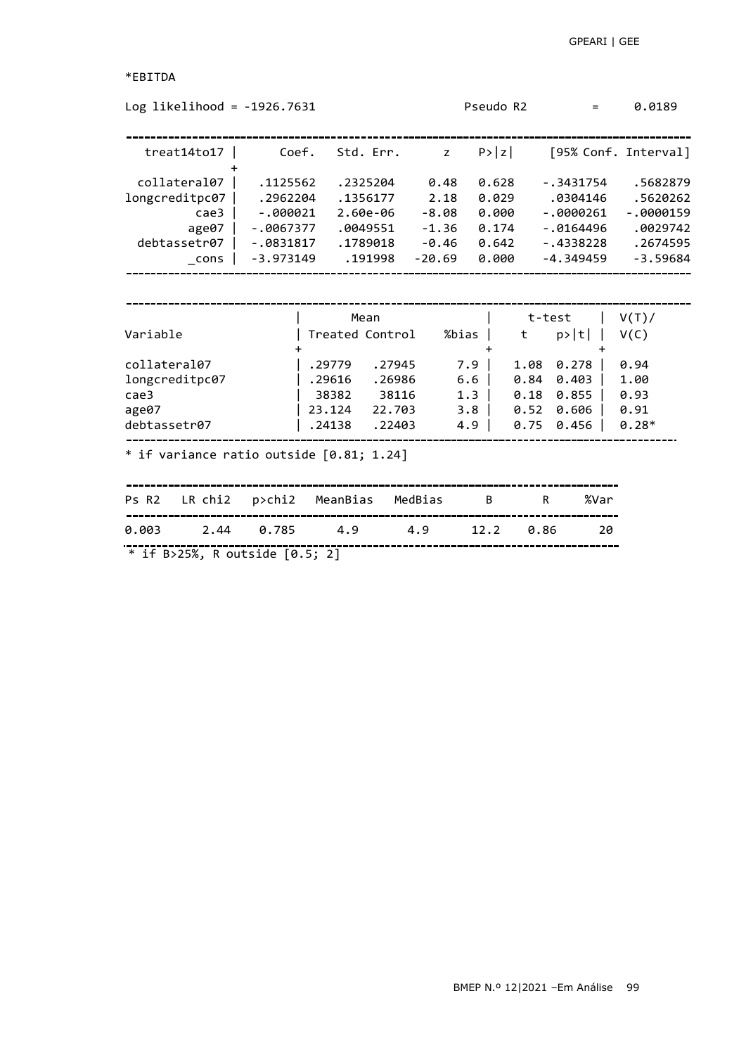*EBITDA

Log likelihood = -1926.7631 Pseudo R2 = 0.0189

| treat14to17 | Coef. | Std. Err. | z | P>\|z\| | [95% Conf. Interval] | |
|---|---|---|---|---|---|---|
| collateral07 | .1125562 | .2325204 | 0.48 | 0.628 | -.3431754 | .5682879 |
| longcreditpc07 | .2962204 | .1356177 | 2.18 | 0.029 | .0304146 | .5620262 |
| cae3 | -.000021 | 2.60e-06 | -8.08 | 0.000 | -.0000261 | -.0000159 |
| age07 | -.0067377 | .0049551 | -1.36 | 0.174 | -.0164496 | .0029742 |
| debtassetr07 | -.0831817 | .1789018 | -0.46 | 0.642 | -.4338228 | .2674595 |
| _cons | -3.973149 | .191998 | -20.69 | 0.000 | -4.349459 | -3.59684 |

| Variable | Mean Treated | Mean Control | %bias | t-test t | t-test p>\|t\| | V(T)/ V(C) |
|---|---|---|---|---|---|---|
| collateral07 | .29779 | .27945 | 7.9 | 1.08 | 0.278 | 0.94 |
| longcreditpc07 | .29616 | .26986 | 6.6 | 0.84 | 0.403 | 1.00 |
| cae3 | 38382 | 38116 | 1.3 | 0.18 | 0.855 | 0.93 |
| age07 | 23.124 | 22.703 | 3.8 | 0.52 | 0.606 | 0.91 |
| debtassetr07 | .24138 | .22403 | 4.9 | 0.75 | 0.456 | 0.28* |

* if variance ratio outside [0.81; 1.24]

| Ps R2 | LR chi2 | p>chi2 | MeanBias | MedBias | B | R | %Var |
|---|---|---|---|---|---|---|---|
| 0.003 | 2.44 | 0.785 | 4.9 | 4.9 | 12.2 | 0.86 | 20 |

* if B>25%, R outside [0.5; 2]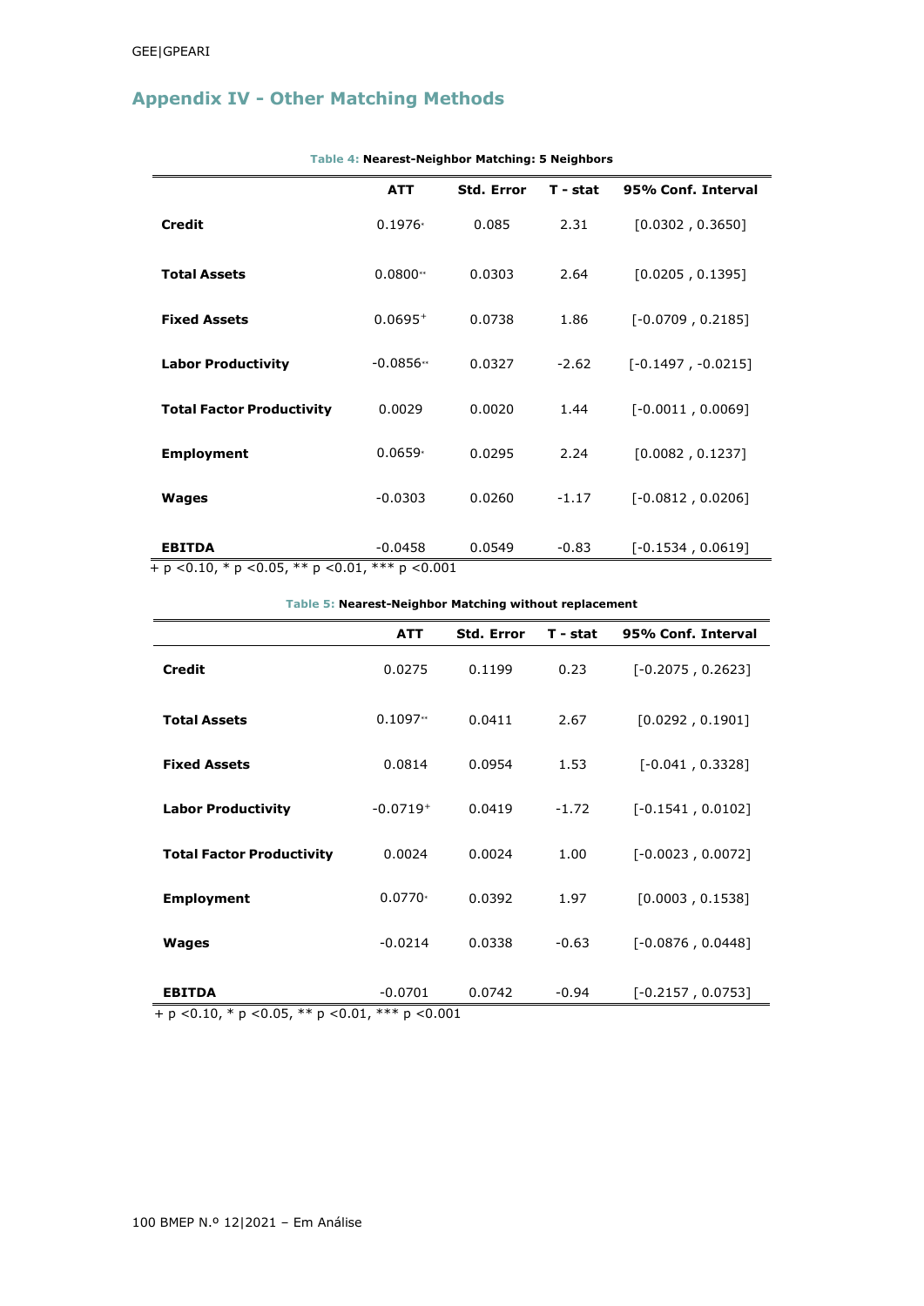## Appendix IV - Other Matching Methods

**Table 4: Nearest-Neighbor Matching: 5 Neighbors**

| | ATT | Std. Error | T - stat | 95% Conf. Interval |
|---|---|---|---|---|
| **Credit** | 0.1976* | 0.085 | 2.31 | [0.0302 , 0.3650] |
| **Total Assets** | 0.0800** | 0.0303 | 2.64 | [0.0205 , 0.1395] |
| **Fixed Assets** | 0.0695+ | 0.0738 | 1.86 | [-0.0709 , 0.2185] |
| **Labor Productivity** | -0.0856** | 0.0327 | -2.62 | [-0.1497 , -0.0215] |
| **Total Factor Productivity** | 0.0029 | 0.0020 | 1.44 | [-0.0011 , 0.0069] |
| **Employment** | 0.0659* | 0.0295 | 2.24 | [0.0082 , 0.1237] |
| **Wages** | -0.0303 | 0.0260 | -1.17 | [-0.0812 , 0.0206] |
| **EBITDA** | -0.0458 | 0.0549 | -0.83 | [-0.1534 , 0.0619] |

+ p <0.10, * p <0.05, ** p <0.01, *** p <0.001

**Table 5: Nearest-Neighbor Matching without replacement**

| | ATT | Std. Error | T - stat | 95% Conf. Interval |
|---|---|---|---|---|
| **Credit** | 0.0275 | 0.1199 | 0.23 | [-0.2075 , 0.2623] |
| **Total Assets** | 0.1097** | 0.0411 | 2.67 | [0.0292 , 0.1901] |
| **Fixed Assets** | 0.0814 | 0.0954 | 1.53 | [-0.041 , 0.3328] |
| **Labor Productivity** | -0.0719+ | 0.0419 | -1.72 | [-0.1541 , 0.0102] |
| **Total Factor Productivity** | 0.0024 | 0.0024 | 1.00 | [-0.0023 , 0.0072] |
| **Employment** | 0.0770* | 0.0392 | 1.97 | [0.0003 , 0.1538] |
| **Wages** | -0.0214 | 0.0338 | -0.63 | [-0.0876 , 0.0448] |
| **EBITDA** | -0.0701 | 0.0742 | -0.94 | [-0.2157 , 0.0753] |

+ p <0.10, * p <0.05, ** p <0.01, *** p <0.001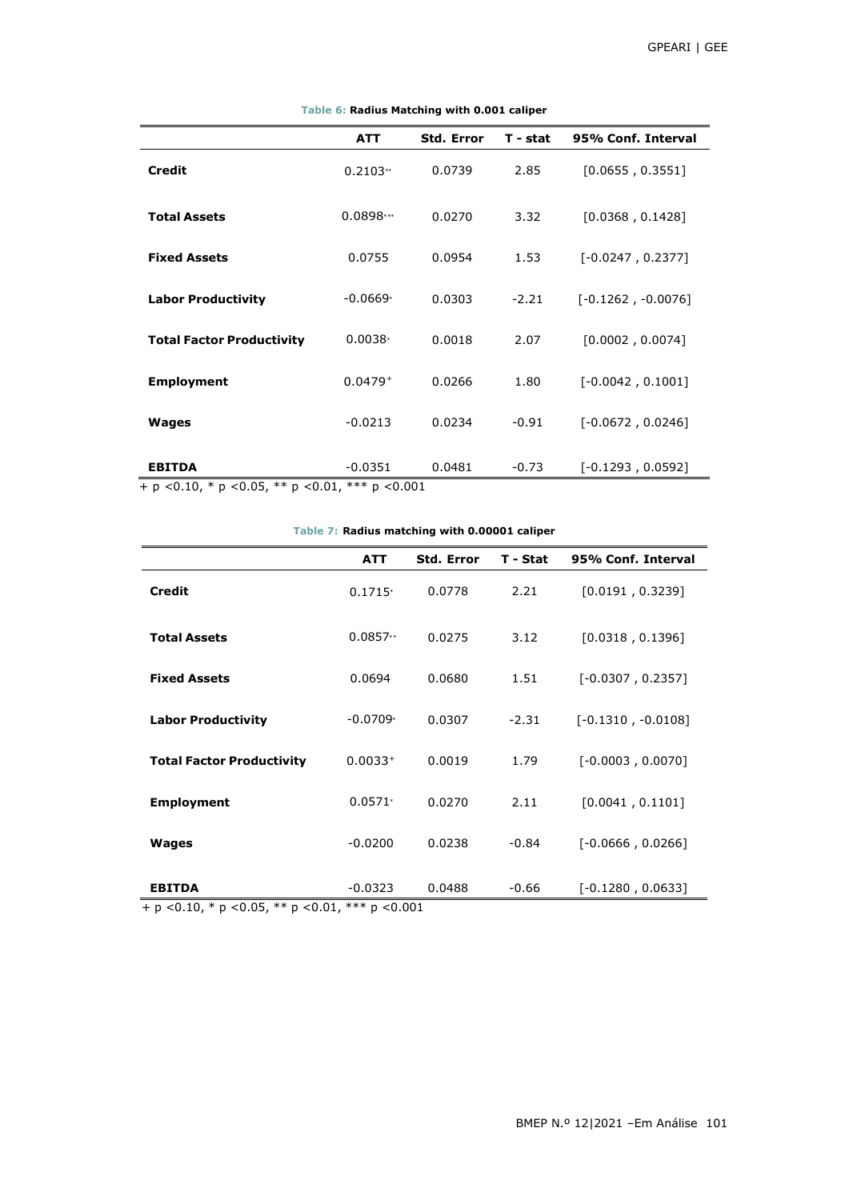**Table 6: Radius Matching with 0.001 caliper**

| | ATT | Std. Error | T - stat | 95% Conf. Interval |
|---|---|---|---|---|
| **Credit** | 0.2103** | 0.0739 | 2.85 | [0.0655 , 0.3551] |
| **Total Assets** | 0.0898*** | 0.0270 | 3.32 | [0.0368 , 0.1428] |
| **Fixed Assets** | 0.0755 | 0.0954 | 1.53 | [-0.0247 , 0.2377] |
| **Labor Productivity** | -0.0669* | 0.0303 | -2.21 | [-0.1262 , -0.0076] |
| **Total Factor Productivity** | 0.0038* | 0.0018 | 2.07 | [0.0002 , 0.0074] |
| **Employment** | 0.0479+ | 0.0266 | 1.80 | [-0.0042 , 0.1001] |
| **Wages** | -0.0213 | 0.0234 | -0.91 | [-0.0672 , 0.0246] |
| **EBITDA** | -0.0351 | 0.0481 | -0.73 | [-0.1293 , 0.0592] |

+ $p < 0.10$, * $p < 0.05$, ** $p < 0.01$, *** $p < 0.001$

**Table 7: Radius matching with 0.00001 caliper**

| | ATT | Std. Error | T - Stat | 95% Conf. Interval |
|---|---|---|---|---|
| **Credit** | 0.1715* | 0.0778 | 2.21 | [0.0191 , 0.3239] |
| **Total Assets** | 0.0857** | 0.0275 | 3.12 | [0.0318 , 0.1396] |
| **Fixed Assets** | 0.0694 | 0.0680 | 1.51 | [-0.0307 , 0.2357] |
| **Labor Productivity** | -0.0709* | 0.0307 | -2.31 | [-0.1310 , -0.0108] |
| **Total Factor Productivity** | 0.0033+ | 0.0019 | 1.79 | [-0.0003 , 0.0070] |
| **Employment** | 0.0571* | 0.0270 | 2.11 | [0.0041 , 0.1101] |
| **Wages** | -0.0200 | 0.0238 | -0.84 | [-0.0666 , 0.0266] |
| **EBITDA** | -0.0323 | 0.0488 | -0.66 | [-0.1280 , 0.0633] |

+ $p < 0.10$, * $p < 0.05$, ** $p < 0.01$, *** $p < 0.001$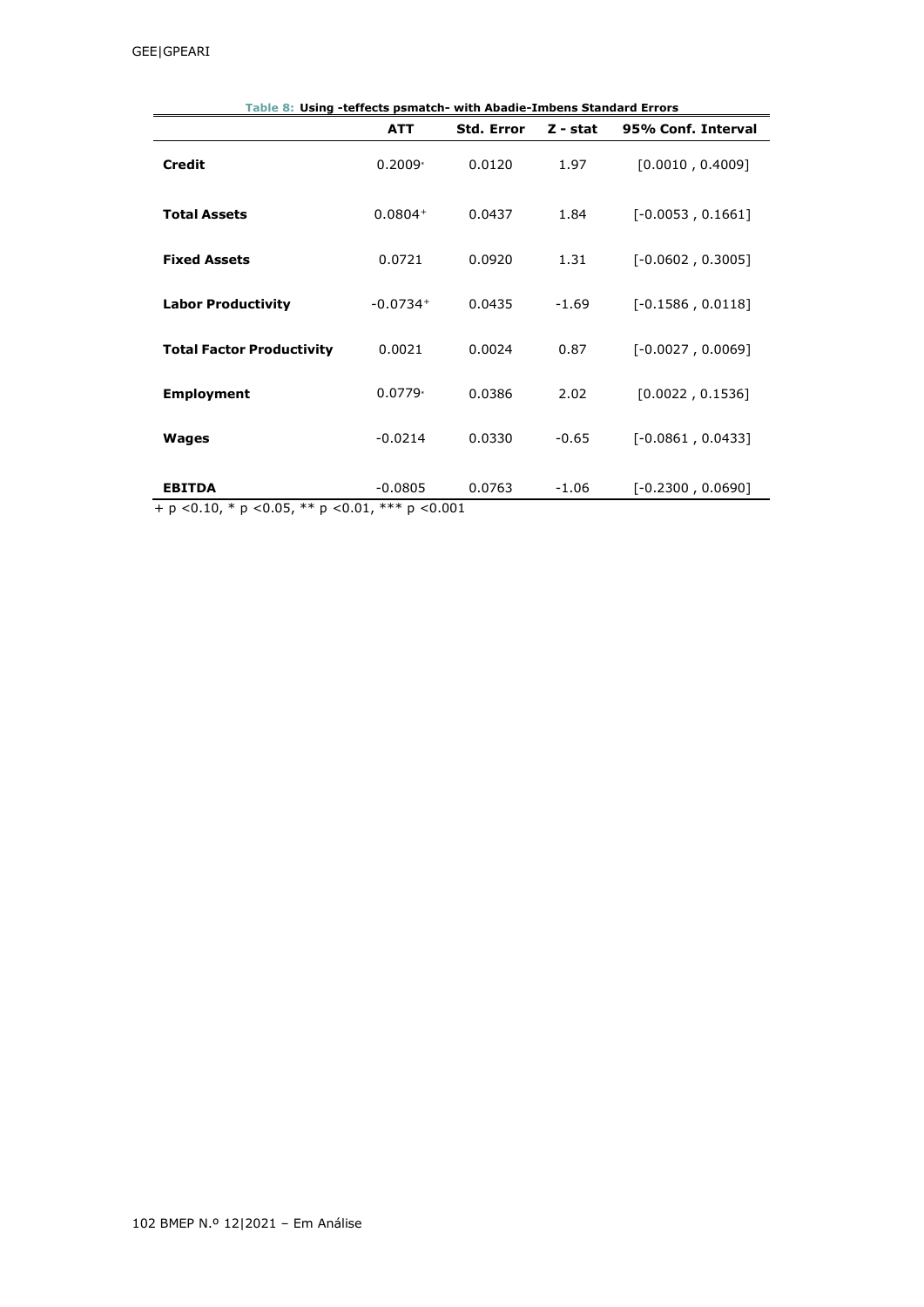**Table 8: Using -teffects psmatch- with Abadie-Imbens Standard Errors**

| | ATT | Std. Error | Z - stat | 95% Conf. Interval |
|---|---|---|---|---|
| **Credit** | 0.2009+ | 0.0120 | 1.97 | [0.0010 , 0.4009] |
| **Total Assets** | 0.0804+ | 0.0437 | 1.84 | [-0.0053 , 0.1661] |
| **Fixed Assets** | 0.0721 | 0.0920 | 1.31 | [-0.0602 , 0.3005] |
| **Labor Productivity** | -0.0734+ | 0.0435 | -1.69 | [-0.1586 , 0.0118] |
| **Total Factor Productivity** | 0.0021 | 0.0024 | 0.87 | [-0.0027 , 0.0069] |
| **Employment** | 0.0779+ | 0.0386 | 2.02 | [0.0022 , 0.1536] |
| **Wages** | -0.0214 | 0.0330 | -0.65 | [-0.0861 , 0.0433] |
| **EBITDA** | -0.0805 | 0.0763 | -1.06 | [-0.2300 , 0.0690] |

+ $p < 0.10$, * $p < 0.05$, ** $p < 0.01$, *** $p < 0.001$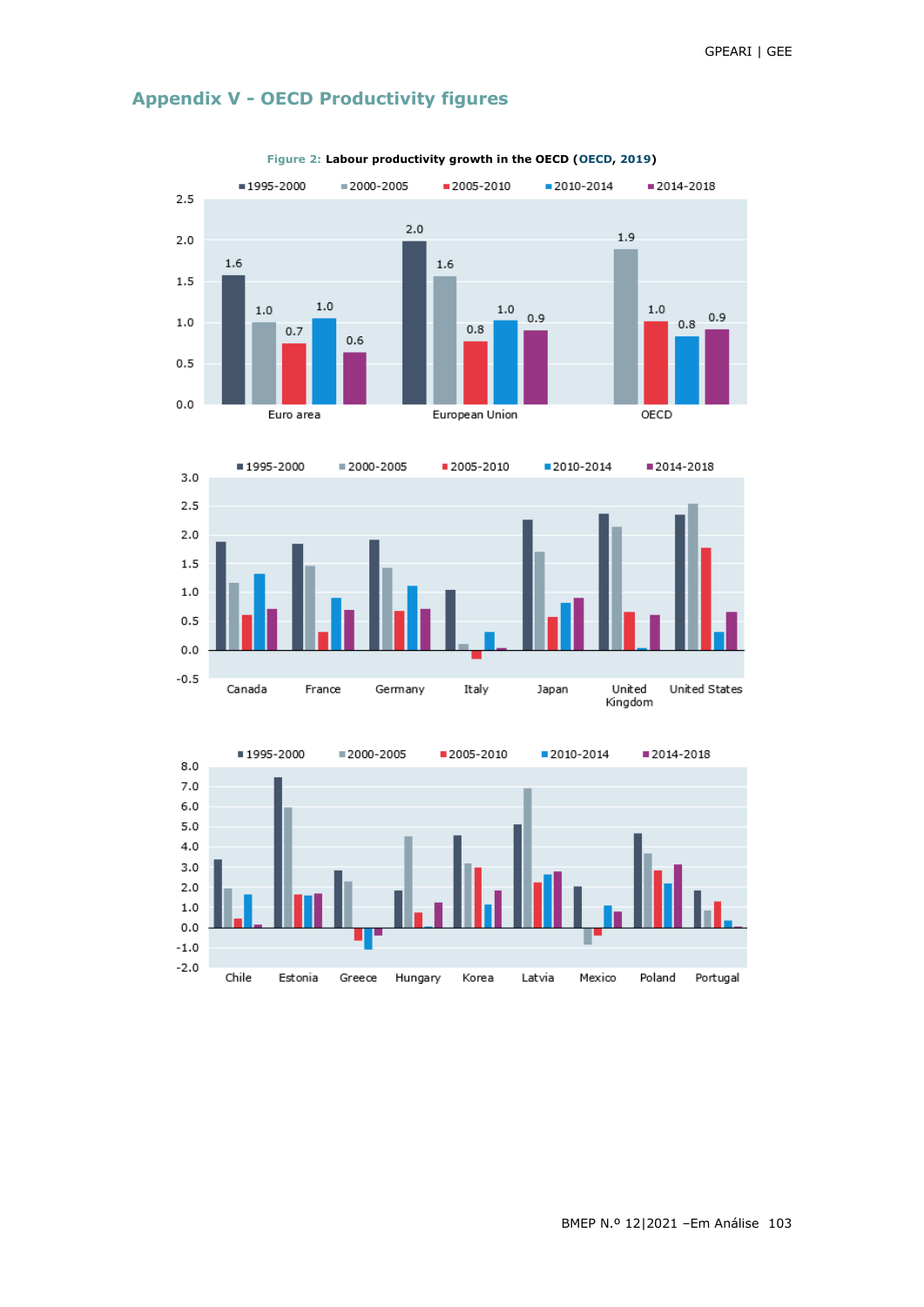## Appendix V - OECD Productivity figures

**Figure 2:** **Labour productivity growth in the OECD (OECD, 2019)**

| | 1995-2000 | 2000-2005 | 2005-2010 | 2010-2014 | 2014-2018 |
|---|---|---|---|---|---|
| Euro area | 1.6 | 1.0 | 0.7 | 1.0 | 0.6 |
| European Union | 2.0 | 1.6 | 0.8 | 1.0 | 0.9 |
| OECD | | 1.9 | 1.0 | 0.8 | 0.9 |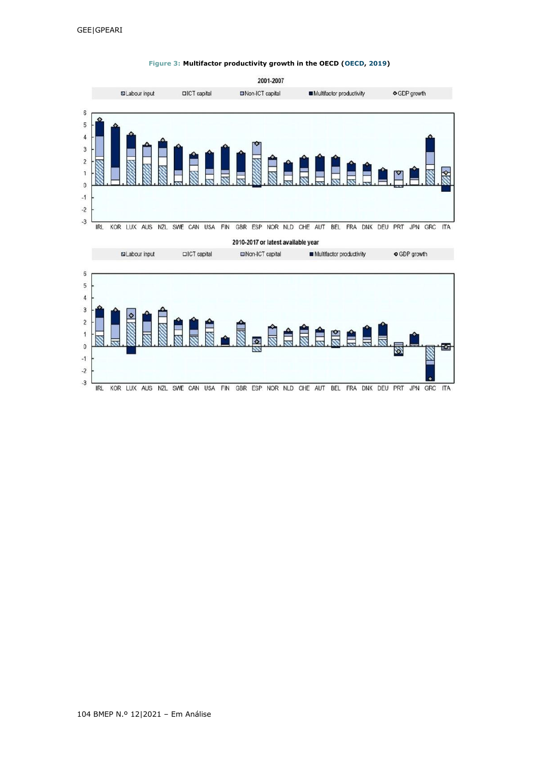**Figure 3: Multifactor productivity growth in the OECD (OECD, 2019)**

2001-2007

Labour input
ICT capital
Non-ICT capital
Multifactor productivity
GDP growth

6
5
4
3
2
1
0
-1
-2
-3

IRL KOR LUX AUS NZL SWE CAN USA FIN GBR ESP NOR NLD CHE AUT BEL FRA DNK DEU PRT JPN GRC ITA

2010-2017 or latest available year

Labour input
ICT capital
Non-ICT capital
Multifactor productivity
GDP growth

6
5
4
3
2
1
0
-1
-2
-3

IRL KOR LUX AUS NZL SWE CAN USA FIN GBR ESP NOR NLD CHE AUT BEL FRA DNK DEU PRT JPN GRC ITA